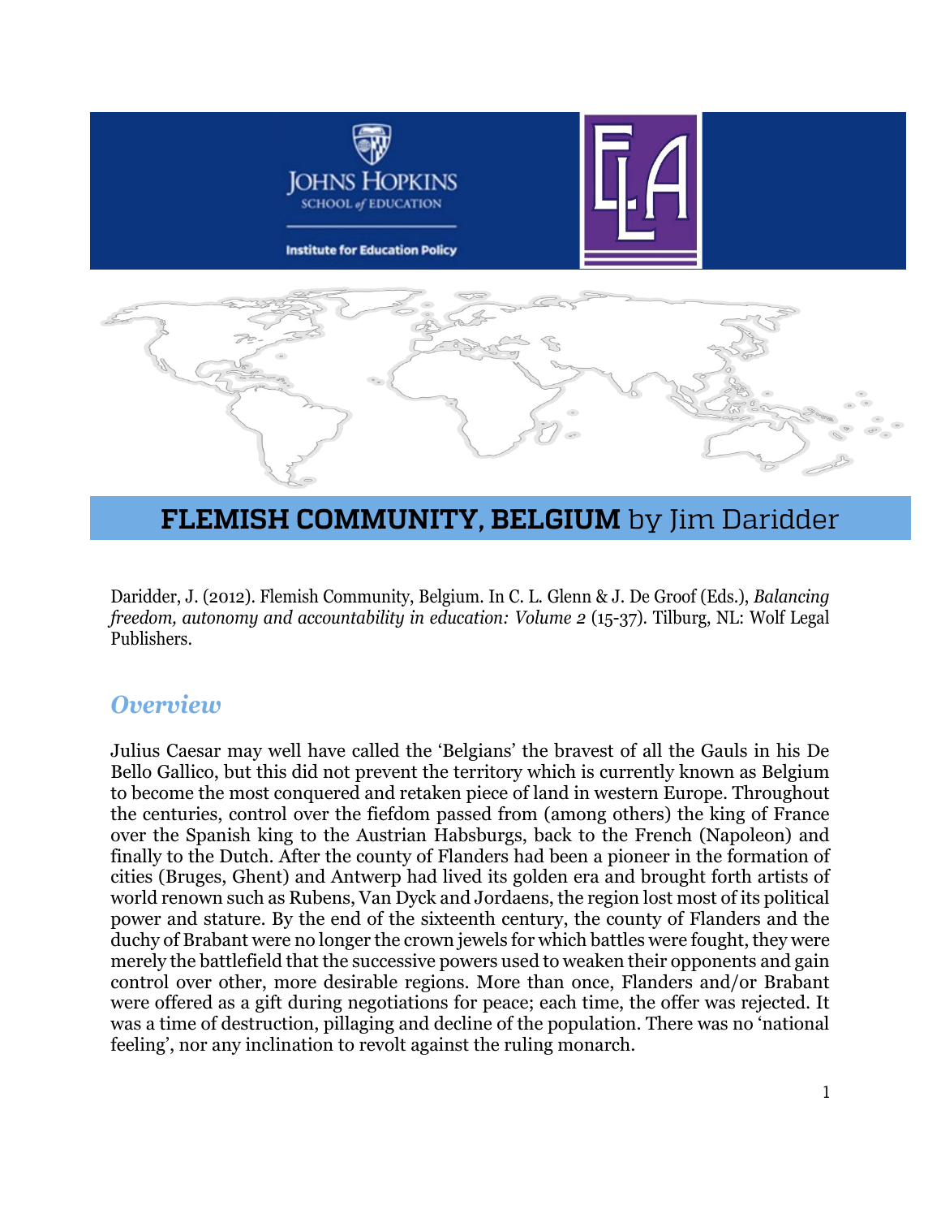Johns Hopkins School of Education

Institute for Education Policy

# FLEMISH COMMUNITY, BELGIUM by Jim Daridder

Daridder, J. (2012). Flemish Community, Belgium. In C. L. Glenn & J. De Groof (Eds.), *Balancing freedom, autonomy and accountability in education: Volume 2* (15-37). Tilburg, NL: Wolf Legal Publishers.

## *Overview*

Julius Caesar may well have called the 'Belgians' the bravest of all the Gauls in his De Bello Gallico, but this did not prevent the territory which is currently known as Belgium to become the most conquered and retaken piece of land in western Europe. Throughout the centuries, control over the fiefdom passed from (among others) the king of France over the Spanish king to the Austrian Habsburgs, back to the French (Napoleon) and finally to the Dutch. After the county of Flanders had been a pioneer in the formation of cities (Bruges, Ghent) and Antwerp had lived its golden era and brought forth artists of world renown such as Rubens, Van Dyck and Jordaens, the region lost most of its political power and stature. By the end of the sixteenth century, the county of Flanders and the duchy of Brabant were no longer the crown jewels for which battles were fought, they were merely the battlefield that the successive powers used to weaken their opponents and gain control over other, more desirable regions. More than once, Flanders and/or Brabant were offered as a gift during negotiations for peace; each time, the offer was rejected. It was a time of destruction, pillaging and decline of the population. There was no 'national feeling', nor any inclination to revolt against the ruling monarch.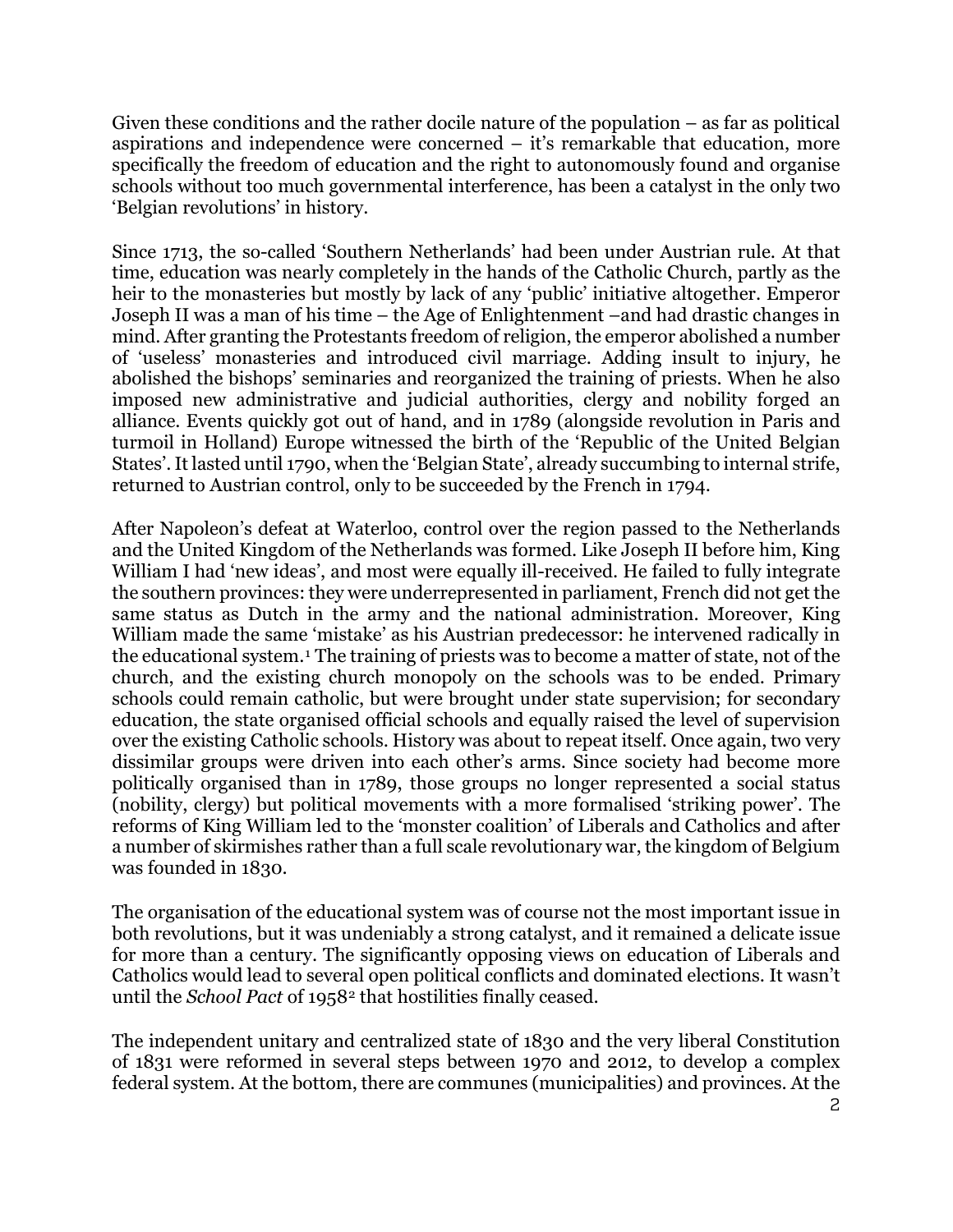Given these conditions and the rather docile nature of the population – as far as political aspirations and independence were concerned – it's remarkable that education, more specifically the freedom of education and the right to autonomously found and organise schools without too much governmental interference, has been a catalyst in the only two 'Belgian revolutions' in history.

Since 1713, the so-called 'Southern Netherlands' had been under Austrian rule. At that time, education was nearly completely in the hands of the Catholic Church, partly as the heir to the monasteries but mostly by lack of any 'public' initiative altogether. Emperor Joseph II was a man of his time – the Age of Enlightenment –and had drastic changes in mind. After granting the Protestants freedom of religion, the emperor abolished a number of 'useless' monasteries and introduced civil marriage. Adding insult to injury, he abolished the bishops' seminaries and reorganized the training of priests. When he also imposed new administrative and judicial authorities, clergy and nobility forged an alliance. Events quickly got out of hand, and in 1789 (alongside revolution in Paris and turmoil in Holland) Europe witnessed the birth of the 'Republic of the United Belgian States'. It lasted until 1790, when the 'Belgian State', already succumbing to internal strife, returned to Austrian control, only to be succeeded by the French in 1794.

After Napoleon's defeat at Waterloo, control over the region passed to the Netherlands and the United Kingdom of the Netherlands was formed. Like Joseph II before him, King William I had 'new ideas', and most were equally ill-received. He failed to fully integrate the southern provinces: they were underrepresented in parliament, French did not get the same status as Dutch in the army and the national administration. Moreover, King William made the same 'mistake' as his Austrian predecessor: he intervened radically in the educational system.[1] The training of priests was to become a matter of state, not of the church, and the existing church monopoly on the schools was to be ended. Primary schools could remain catholic, but were brought under state supervision; for secondary education, the state organised official schools and equally raised the level of supervision over the existing Catholic schools. History was about to repeat itself. Once again, two very dissimilar groups were driven into each other's arms. Since society had become more politically organised than in 1789, those groups no longer represented a social status (nobility, clergy) but political movements with a more formalised 'striking power'. The reforms of King William led to the 'monster coalition' of Liberals and Catholics and after a number of skirmishes rather than a full scale revolutionary war, the kingdom of Belgium was founded in 1830.

The organisation of the educational system was of course not the most important issue in both revolutions, but it was undeniably a strong catalyst, and it remained a delicate issue for more than a century. The significantly opposing views on education of Liberals and Catholics would lead to several open political conflicts and dominated elections. It wasn't until the *School Pact* of 1958[2] that hostilities finally ceased.

The independent unitary and centralized state of 1830 and the very liberal Constitution of 1831 were reformed in several steps between 1970 and 2012, to develop a complex federal system. At the bottom, there are communes (municipalities) and provinces. At the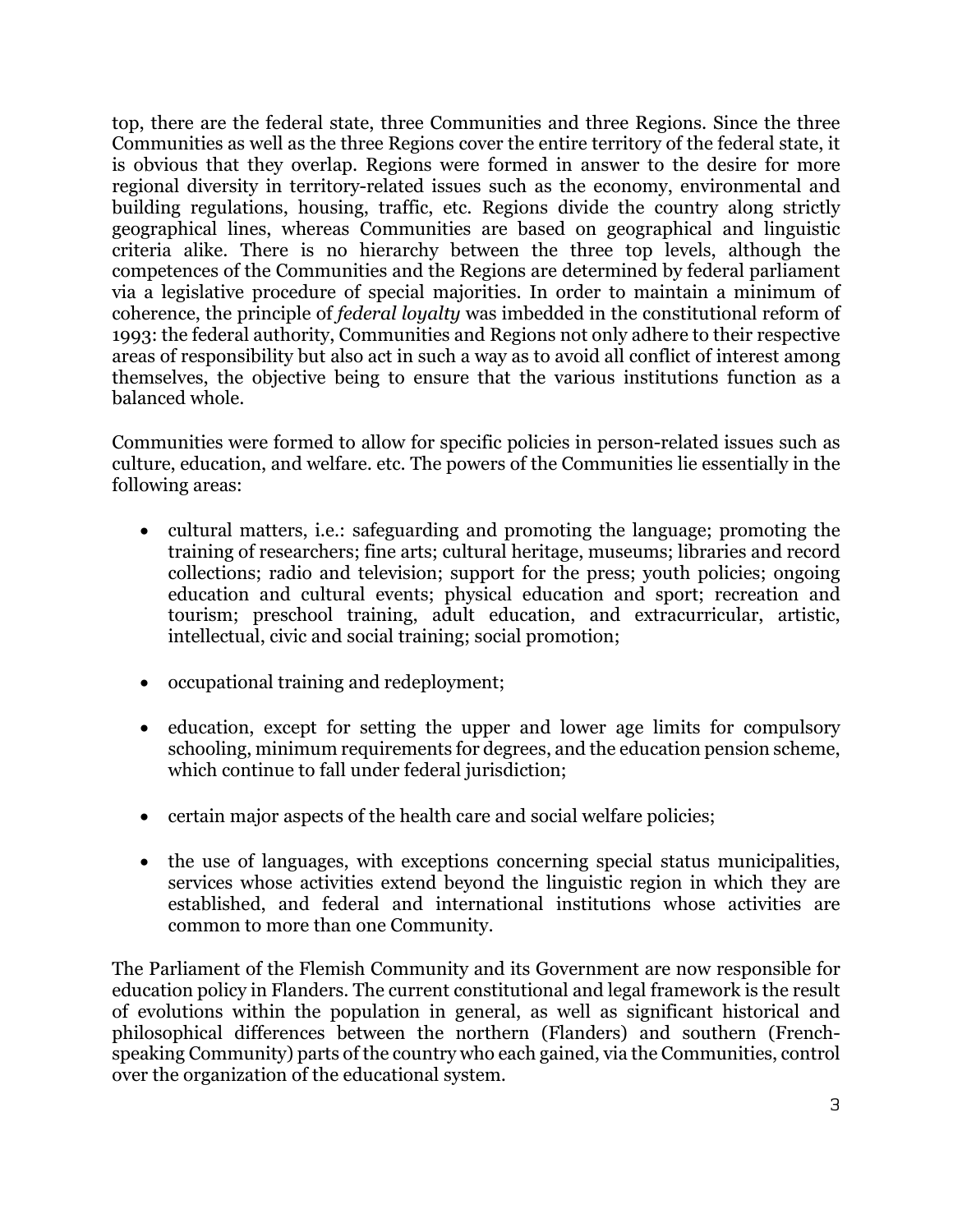top, there are the federal state, three Communities and three Regions. Since the three Communities as well as the three Regions cover the entire territory of the federal state, it is obvious that they overlap. Regions were formed in answer to the desire for more regional diversity in territory-related issues such as the economy, environmental and building regulations, housing, traffic, etc. Regions divide the country along strictly geographical lines, whereas Communities are based on geographical and linguistic criteria alike. There is no hierarchy between the three top levels, although the competences of the Communities and the Regions are determined by federal parliament via a legislative procedure of special majorities. In order to maintain a minimum of coherence, the principle of *federal loyalty* was imbedded in the constitutional reform of 1993: the federal authority, Communities and Regions not only adhere to their respective areas of responsibility but also act in such a way as to avoid all conflict of interest among themselves, the objective being to ensure that the various institutions function as a balanced whole.

Communities were formed to allow for specific policies in person-related issues such as culture, education, and welfare. etc. The powers of the Communities lie essentially in the following areas:

- cultural matters, i.e.: safeguarding and promoting the language; promoting the training of researchers; fine arts; cultural heritage, museums; libraries and record collections; radio and television; support for the press; youth policies; ongoing education and cultural events; physical education and sport; recreation and tourism; preschool training, adult education, and extracurricular, artistic, intellectual, civic and social training; social promotion;

- occupational training and redeployment;

- education, except for setting the upper and lower age limits for compulsory schooling, minimum requirements for degrees, and the education pension scheme, which continue to fall under federal jurisdiction;

- certain major aspects of the health care and social welfare policies;

- the use of languages, with exceptions concerning special status municipalities, services whose activities extend beyond the linguistic region in which they are established, and federal and international institutions whose activities are common to more than one Community.

The Parliament of the Flemish Community and its Government are now responsible for education policy in Flanders. The current constitutional and legal framework is the result of evolutions within the population in general, as well as significant historical and philosophical differences between the northern (Flanders) and southern (French-speaking Community) parts of the country who each gained, via the Communities, control over the organization of the educational system.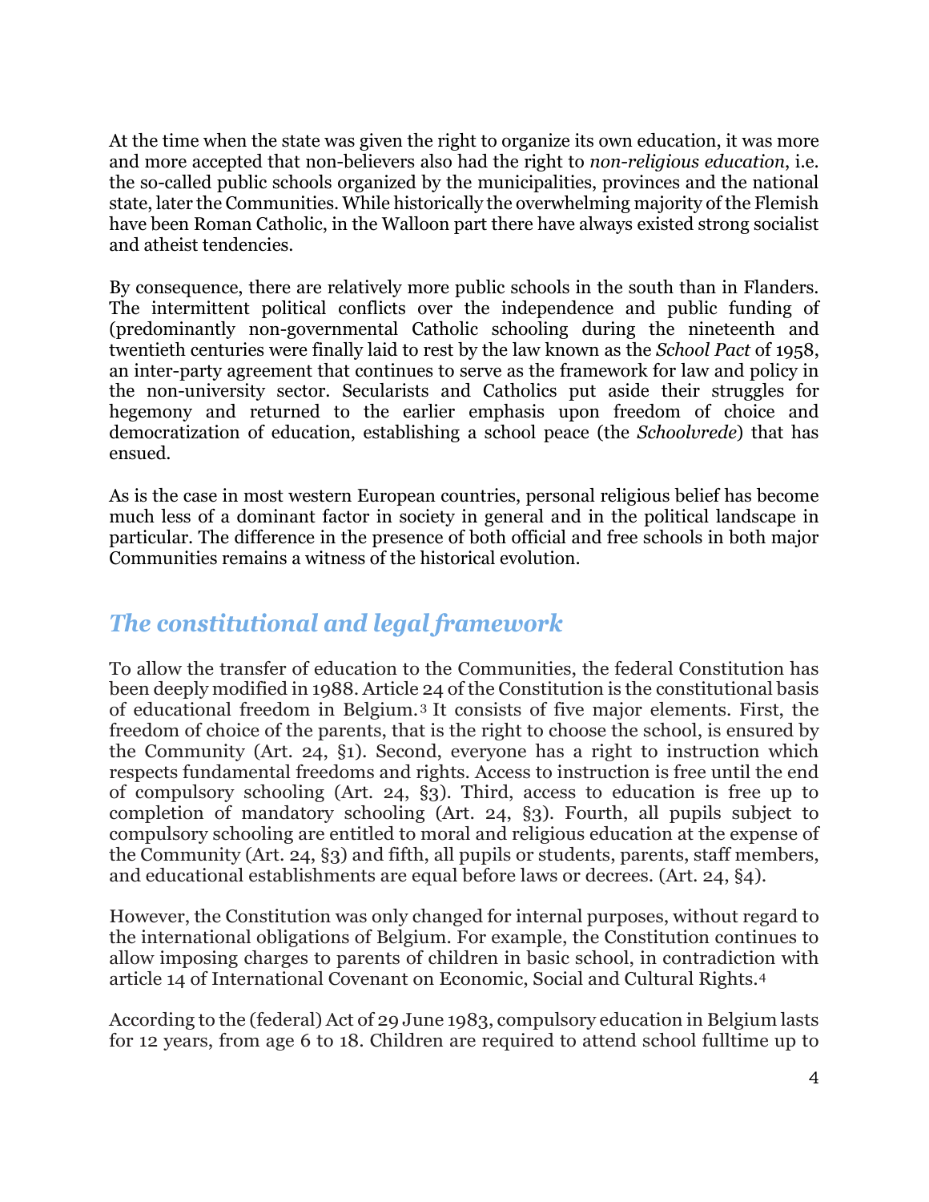At the time when the state was given the right to organize its own education, it was more and more accepted that non-believers also had the right to *non-religious education*, i.e. the so-called public schools organized by the municipalities, provinces and the national state, later the Communities. While historically the overwhelming majority of the Flemish have been Roman Catholic, in the Walloon part there have always existed strong socialist and atheist tendencies.

By consequence, there are relatively more public schools in the south than in Flanders. The intermittent political conflicts over the independence and public funding of (predominantly non-governmental Catholic schooling during the nineteenth and twentieth centuries were finally laid to rest by the law known as the *School Pact* of 1958, an inter-party agreement that continues to serve as the framework for law and policy in the non-university sector. Secularists and Catholics put aside their struggles for hegemony and returned to the earlier emphasis upon freedom of choice and democratization of education, establishing a school peace (the *Schoolvrede*) that has ensued.

As is the case in most western European countries, personal religious belief has become much less of a dominant factor in society in general and in the political landscape in particular. The difference in the presence of both official and free schools in both major Communities remains a witness of the historical evolution.

## *The constitutional and legal framework*

To allow the transfer of education to the Communities, the federal Constitution has been deeply modified in 1988. Article 24 of the Constitution is the constitutional basis of educational freedom in Belgium.[3] It consists of five major elements. First, the freedom of choice of the parents, that is the right to choose the school, is ensured by the Community (Art. 24, §1). Second, everyone has a right to instruction which respects fundamental freedoms and rights. Access to instruction is free until the end of compulsory schooling (Art. 24, §3). Third, access to education is free up to completion of mandatory schooling (Art. 24, §3). Fourth, all pupils subject to compulsory schooling are entitled to moral and religious education at the expense of the Community (Art. 24, §3) and fifth, all pupils or students, parents, staff members, and educational establishments are equal before laws or decrees. (Art. 24, §4).

However, the Constitution was only changed for internal purposes, without regard to the international obligations of Belgium. For example, the Constitution continues to allow imposing charges to parents of children in basic school, in contradiction with article 14 of International Covenant on Economic, Social and Cultural Rights.[4]

According to the (federal) Act of 29 June 1983, compulsory education in Belgium lasts for 12 years, from age 6 to 18. Children are required to attend school fulltime up to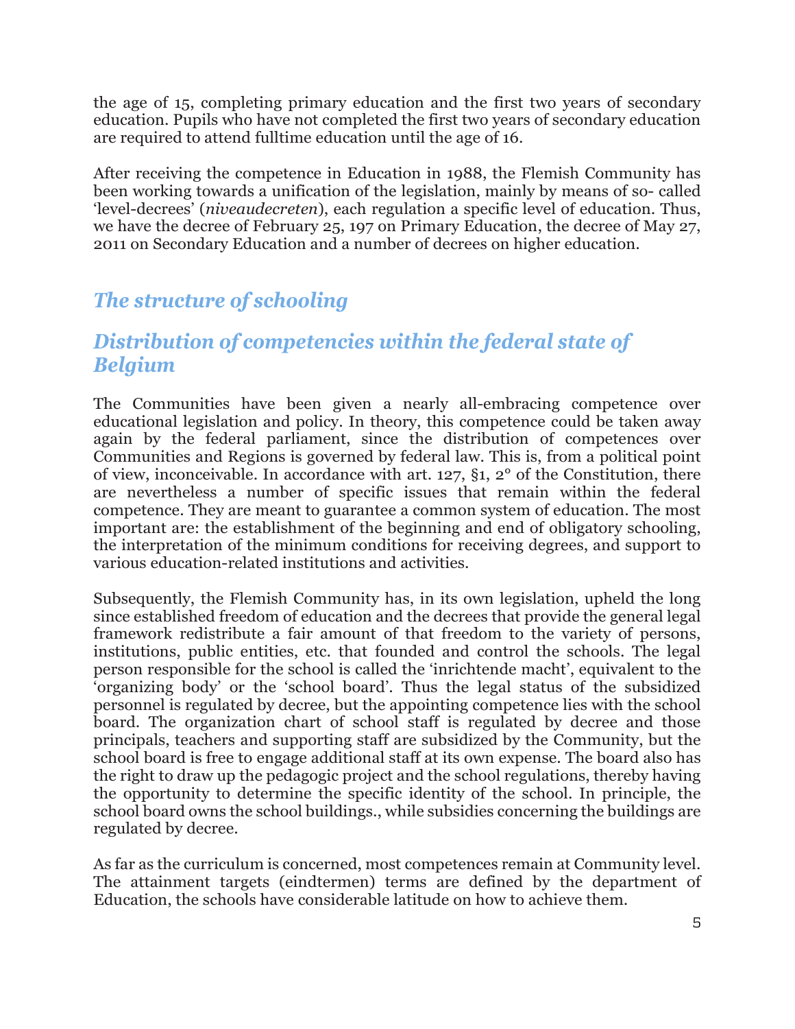the age of 15, completing primary education and the first two years of secondary education. Pupils who have not completed the first two years of secondary education are required to attend fulltime education until the age of 16.

After receiving the competence in Education in 1988, the Flemish Community has been working towards a unification of the legislation, mainly by means of so- called 'level-decrees' (*niveaudecreten*), each regulation a specific level of education. Thus, we have the decree of February 25, 197 on Primary Education, the decree of May 27, 2011 on Secondary Education and a number of decrees on higher education.

## *The structure of schooling*

## *Distribution of competencies within the federal state of Belgium*

The Communities have been given a nearly all-embracing competence over educational legislation and policy. In theory, this competence could be taken away again by the federal parliament, since the distribution of competences over Communities and Regions is governed by federal law. This is, from a political point of view, inconceivable. In accordance with art. 127, §1, 2° of the Constitution, there are nevertheless a number of specific issues that remain within the federal competence. They are meant to guarantee a common system of education. The most important are: the establishment of the beginning and end of obligatory schooling, the interpretation of the minimum conditions for receiving degrees, and support to various education-related institutions and activities.

Subsequently, the Flemish Community has, in its own legislation, upheld the long since established freedom of education and the decrees that provide the general legal framework redistribute a fair amount of that freedom to the variety of persons, institutions, public entities, etc. that founded and control the schools. The legal person responsible for the school is called the 'inrichtende macht', equivalent to the 'organizing body' or the 'school board'. Thus the legal status of the subsidized personnel is regulated by decree, but the appointing competence lies with the school board. The organization chart of school staff is regulated by decree and those principals, teachers and supporting staff are subsidized by the Community, but the school board is free to engage additional staff at its own expense. The board also has the right to draw up the pedagogic project and the school regulations, thereby having the opportunity to determine the specific identity of the school. In principle, the school board owns the school buildings., while subsidies concerning the buildings are regulated by decree.

As far as the curriculum is concerned, most competences remain at Community level. The attainment targets (eindtermen) terms are defined by the department of Education, the schools have considerable latitude on how to achieve them.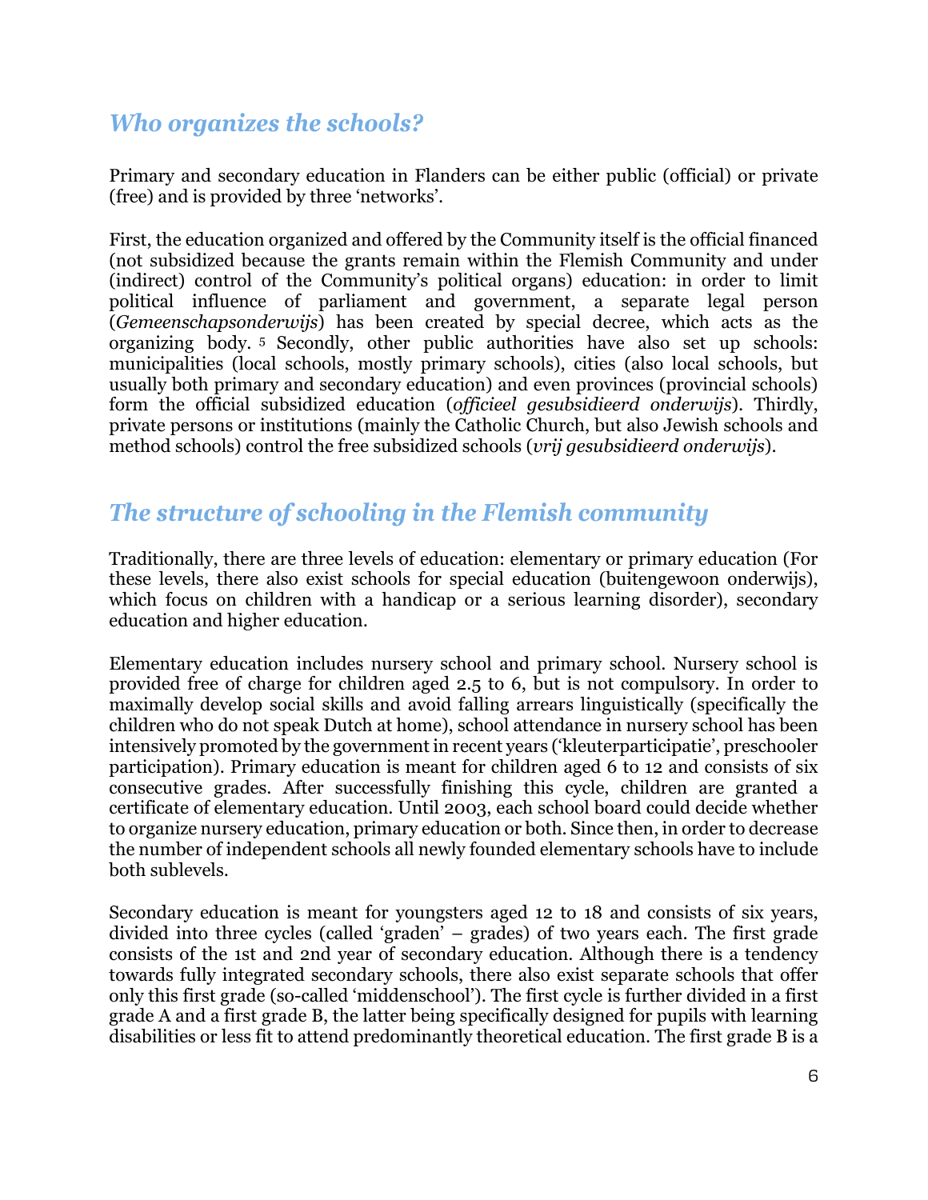## *Who organizes the schools?*

Primary and secondary education in Flanders can be either public (official) or private (free) and is provided by three 'networks'.

First, the education organized and offered by the Community itself is the official financed (not subsidized because the grants remain within the Flemish Community and under (indirect) control of the Community's political organs) education: in order to limit political influence of parliament and government, a separate legal person (*Gemeenschapsonderwijs*) has been created by special decree, which acts as the organizing body. [5] Secondly, other public authorities have also set up schools: municipalities (local schools, mostly primary schools), cities (also local schools, but usually both primary and secondary education) and even provinces (provincial schools) form the official subsidized education (*officieel gesubsidieerd onderwijs*). Thirdly, private persons or institutions (mainly the Catholic Church, but also Jewish schools and method schools) control the free subsidized schools (*vrij gesubsidieerd onderwijs*).

## *The structure of schooling in the Flemish community*

Traditionally, there are three levels of education: elementary or primary education (For these levels, there also exist schools for special education (buitengewoon onderwijs), which focus on children with a handicap or a serious learning disorder), secondary education and higher education.

Elementary education includes nursery school and primary school. Nursery school is provided free of charge for children aged 2.5 to 6, but is not compulsory. In order to maximally develop social skills and avoid falling arrears linguistically (specifically the children who do not speak Dutch at home), school attendance in nursery school has been intensively promoted by the government in recent years ('kleuterparticipatie', preschooler participation). Primary education is meant for children aged 6 to 12 and consists of six consecutive grades. After successfully finishing this cycle, children are granted a certificate of elementary education. Until 2003, each school board could decide whether to organize nursery education, primary education or both. Since then, in order to decrease the number of independent schools all newly founded elementary schools have to include both sublevels.

Secondary education is meant for youngsters aged 12 to 18 and consists of six years, divided into three cycles (called 'graden' – grades) of two years each. The first grade consists of the 1st and 2nd year of secondary education. Although there is a tendency towards fully integrated secondary schools, there also exist separate schools that offer only this first grade (so-called 'middenschool'). The first cycle is further divided in a first grade A and a first grade B, the latter being specifically designed for pupils with learning disabilities or less fit to attend predominantly theoretical education. The first grade B is a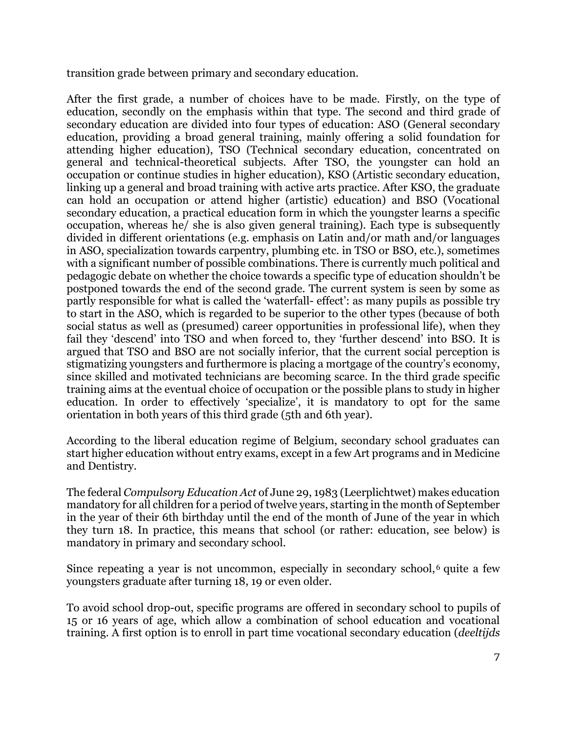transition grade between primary and secondary education.

After the first grade, a number of choices have to be made. Firstly, on the type of education, secondly on the emphasis within that type. The second and third grade of secondary education are divided into four types of education: ASO (General secondary education, providing a broad general training, mainly offering a solid foundation for attending higher education), TSO (Technical secondary education, concentrated on general and technical-theoretical subjects. After TSO, the youngster can hold an occupation or continue studies in higher education), KSO (Artistic secondary education, linking up a general and broad training with active arts practice. After KSO, the graduate can hold an occupation or attend higher (artistic) education) and BSO (Vocational secondary education, a practical education form in which the youngster learns a specific occupation, whereas he/ she is also given general training). Each type is subsequently divided in different orientations (e.g. emphasis on Latin and/or math and/or languages in ASO, specialization towards carpentry, plumbing etc. in TSO or BSO, etc.), sometimes with a significant number of possible combinations. There is currently much political and pedagogic debate on whether the choice towards a specific type of education shouldn't be postponed towards the end of the second grade. The current system is seen by some as partly responsible for what is called the 'waterfall- effect': as many pupils as possible try to start in the ASO, which is regarded to be superior to the other types (because of both social status as well as (presumed) career opportunities in professional life), when they fail they 'descend' into TSO and when forced to, they 'further descend' into BSO. It is argued that TSO and BSO are not socially inferior, that the current social perception is stigmatizing youngsters and furthermore is placing a mortgage of the country's economy, since skilled and motivated technicians are becoming scarce. In the third grade specific training aims at the eventual choice of occupation or the possible plans to study in higher education. In order to effectively 'specialize', it is mandatory to opt for the same orientation in both years of this third grade (5th and 6th year).

According to the liberal education regime of Belgium, secondary school graduates can start higher education without entry exams, except in a few Art programs and in Medicine and Dentistry.

The federal *Compulsory Education Act* of June 29, 1983 (Leerplichtwet) makes education mandatory for all children for a period of twelve years, starting in the month of September in the year of their 6th birthday until the end of the month of June of the year in which they turn 18. In practice, this means that school (or rather: education, see below) is mandatory in primary and secondary school.

Since repeating a year is not uncommon, especially in secondary school,[6] quite a few youngsters graduate after turning 18, 19 or even older.

To avoid school drop-out, specific programs are offered in secondary school to pupils of 15 or 16 years of age, which allow a combination of school education and vocational training. A first option is to enroll in part time vocational secondary education (*deeltijds*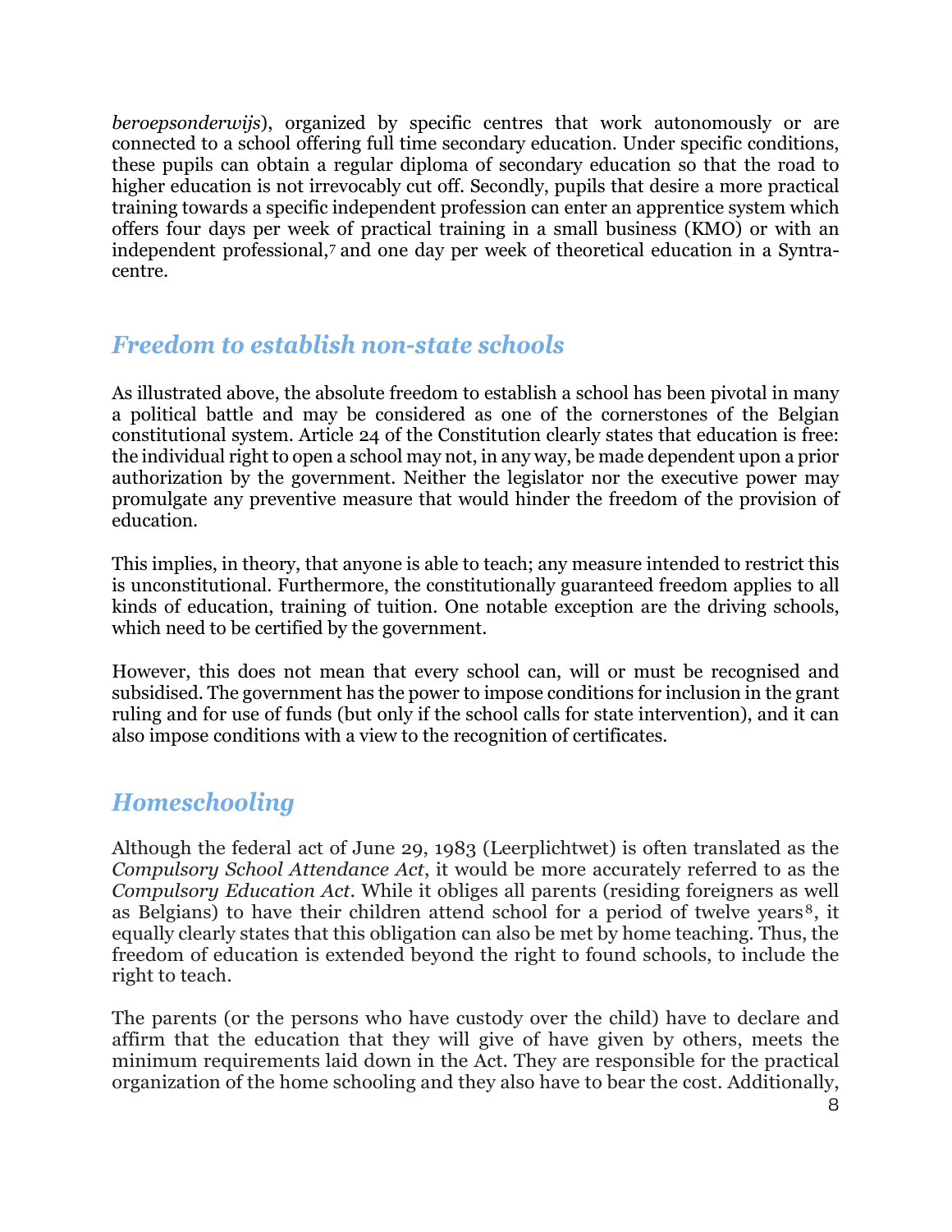*beroepsonderwijs*), organized by specific centres that work autonomously or are connected to a school offering full time secondary education. Under specific conditions, these pupils can obtain a regular diploma of secondary education so that the road to higher education is not irrevocably cut off. Secondly, pupils that desire a more practical training towards a specific independent profession can enter an apprentice system which offers four days per week of practical training in a small business (KMO) or with an independent professional,[7] and one day per week of theoretical education in a Syntra-centre.

## *Freedom to establish non-state schools*

As illustrated above, the absolute freedom to establish a school has been pivotal in many a political battle and may be considered as one of the cornerstones of the Belgian constitutional system. Article 24 of the Constitution clearly states that education is free: the individual right to open a school may not, in any way, be made dependent upon a prior authorization by the government. Neither the legislator nor the executive power may promulgate any preventive measure that would hinder the freedom of the provision of education.

This implies, in theory, that anyone is able to teach; any measure intended to restrict this is unconstitutional. Furthermore, the constitutionally guaranteed freedom applies to all kinds of education, training of tuition. One notable exception are the driving schools, which need to be certified by the government.

However, this does not mean that every school can, will or must be recognised and subsidised. The government has the power to impose conditions for inclusion in the grant ruling and for use of funds (but only if the school calls for state intervention), and it can also impose conditions with a view to the recognition of certificates.

## *Homeschooling*

Although the federal act of June 29, 1983 (Leerplichtwet) is often translated as the *Compulsory School Attendance Act*, it would be more accurately referred to as the *Compulsory Education Act*. While it obliges all parents (residing foreigners as well as Belgians) to have their children attend school for a period of twelve years[8], it equally clearly states that this obligation can also be met by home teaching. Thus, the freedom of education is extended beyond the right to found schools, to include the right to teach.

The parents (or the persons who have custody over the child) have to declare and affirm that the education that they will give of have given by others, meets the minimum requirements laid down in the Act. They are responsible for the practical organization of the home schooling and they also have to bear the cost. Additionally,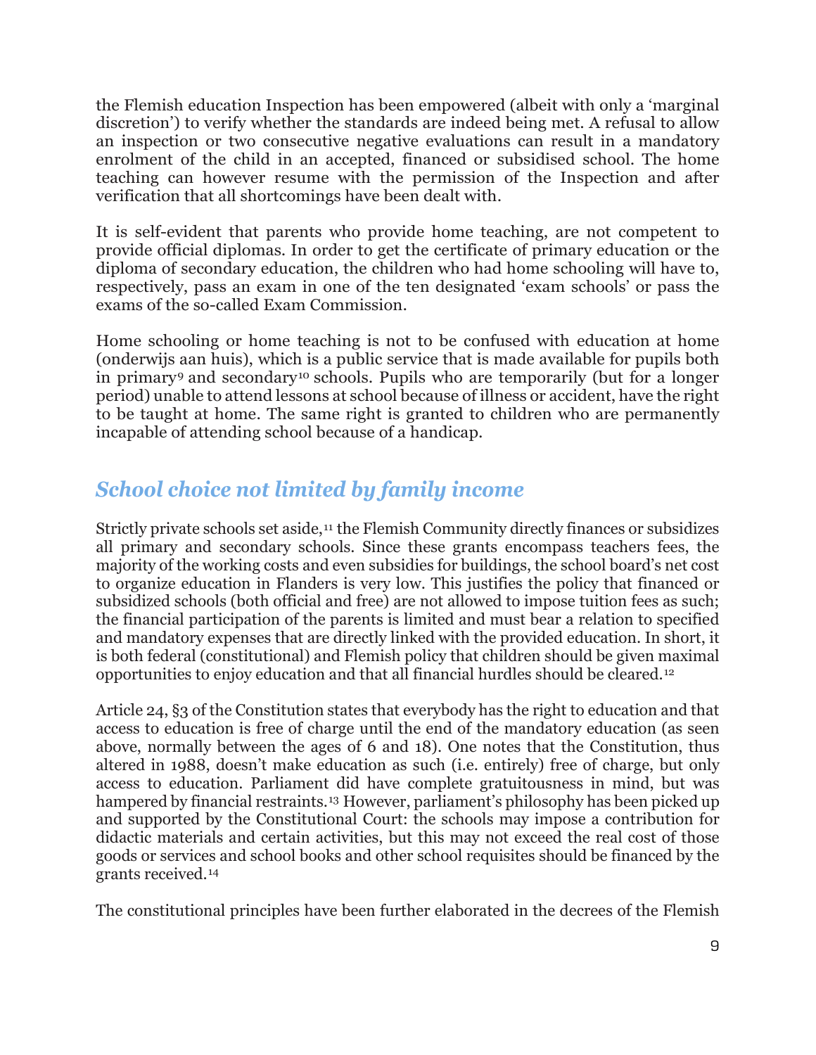the Flemish education Inspection has been empowered (albeit with only a 'marginal discretion') to verify whether the standards are indeed being met. A refusal to allow an inspection or two consecutive negative evaluations can result in a mandatory enrolment of the child in an accepted, financed or subsidised school. The home teaching can however resume with the permission of the Inspection and after verification that all shortcomings have been dealt with.

It is self-evident that parents who provide home teaching, are not competent to provide official diplomas. In order to get the certificate of primary education or the diploma of secondary education, the children who had home schooling will have to, respectively, pass an exam in one of the ten designated 'exam schools' or pass the exams of the so-called Exam Commission.

Home schooling or home teaching is not to be confused with education at home (onderwijs aan huis), which is a public service that is made available for pupils both in primary[9] and secondary[10] schools. Pupils who are temporarily (but for a longer period) unable to attend lessons at school because of illness or accident, have the right to be taught at home. The same right is granted to children who are permanently incapable of attending school because of a handicap.

## *School choice not limited by family income*

Strictly private schools set aside,[11] the Flemish Community directly finances or subsidizes all primary and secondary schools. Since these grants encompass teachers fees, the majority of the working costs and even subsidies for buildings, the school board's net cost to organize education in Flanders is very low. This justifies the policy that financed or subsidized schools (both official and free) are not allowed to impose tuition fees as such; the financial participation of the parents is limited and must bear a relation to specified and mandatory expenses that are directly linked with the provided education. In short, it is both federal (constitutional) and Flemish policy that children should be given maximal opportunities to enjoy education and that all financial hurdles should be cleared.[12]

Article 24, §3 of the Constitution states that everybody has the right to education and that access to education is free of charge until the end of the mandatory education (as seen above, normally between the ages of 6 and 18). One notes that the Constitution, thus altered in 1988, doesn't make education as such (i.e. entirely) free of charge, but only access to education. Parliament did have complete gratuitousness in mind, but was hampered by financial restraints.[13] However, parliament's philosophy has been picked up and supported by the Constitutional Court: the schools may impose a contribution for didactic materials and certain activities, but this may not exceed the real cost of those goods or services and school books and other school requisites should be financed by the grants received.[14]

The constitutional principles have been further elaborated in the decrees of the Flemish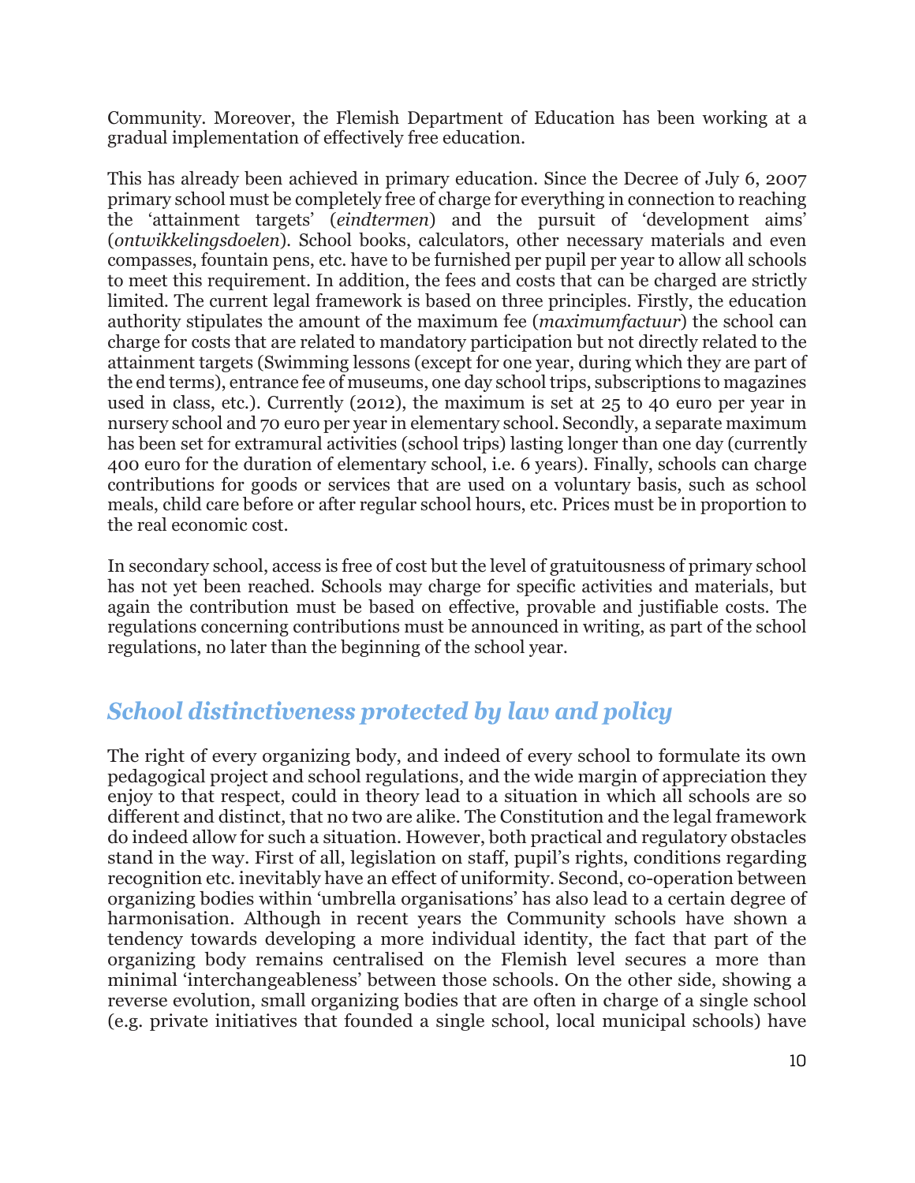Community. Moreover, the Flemish Department of Education has been working at a gradual implementation of effectively free education.

This has already been achieved in primary education. Since the Decree of July 6, 2007 primary school must be completely free of charge for everything in connection to reaching the 'attainment targets' (*eindtermen*) and the pursuit of 'development aims' (*ontwikkelingsdoelen*). School books, calculators, other necessary materials and even compasses, fountain pens, etc. have to be furnished per pupil per year to allow all schools to meet this requirement. In addition, the fees and costs that can be charged are strictly limited. The current legal framework is based on three principles. Firstly, the education authority stipulates the amount of the maximum fee (*maximumfactuur*) the school can charge for costs that are related to mandatory participation but not directly related to the attainment targets (Swimming lessons (except for one year, during which they are part of the end terms), entrance fee of museums, one day school trips, subscriptions to magazines used in class, etc.). Currently (2012), the maximum is set at 25 to 40 euro per year in nursery school and 70 euro per year in elementary school. Secondly, a separate maximum has been set for extramural activities (school trips) lasting longer than one day (currently 400 euro for the duration of elementary school, i.e. 6 years). Finally, schools can charge contributions for goods or services that are used on a voluntary basis, such as school meals, child care before or after regular school hours, etc. Prices must be in proportion to the real economic cost.

In secondary school, access is free of cost but the level of gratuitousness of primary school has not yet been reached. Schools may charge for specific activities and materials, but again the contribution must be based on effective, provable and justifiable costs. The regulations concerning contributions must be announced in writing, as part of the school regulations, no later than the beginning of the school year.

## *School distinctiveness protected by law and policy*

The right of every organizing body, and indeed of every school to formulate its own pedagogical project and school regulations, and the wide margin of appreciation they enjoy to that respect, could in theory lead to a situation in which all schools are so different and distinct, that no two are alike. The Constitution and the legal framework do indeed allow for such a situation. However, both practical and regulatory obstacles stand in the way. First of all, legislation on staff, pupil's rights, conditions regarding recognition etc. inevitably have an effect of uniformity. Second, co-operation between organizing bodies within 'umbrella organisations' has also lead to a certain degree of harmonisation. Although in recent years the Community schools have shown a tendency towards developing a more individual identity, the fact that part of the organizing body remains centralised on the Flemish level secures a more than minimal 'interchangeableness' between those schools. On the other side, showing a reverse evolution, small organizing bodies that are often in charge of a single school (e.g. private initiatives that founded a single school, local municipal schools) have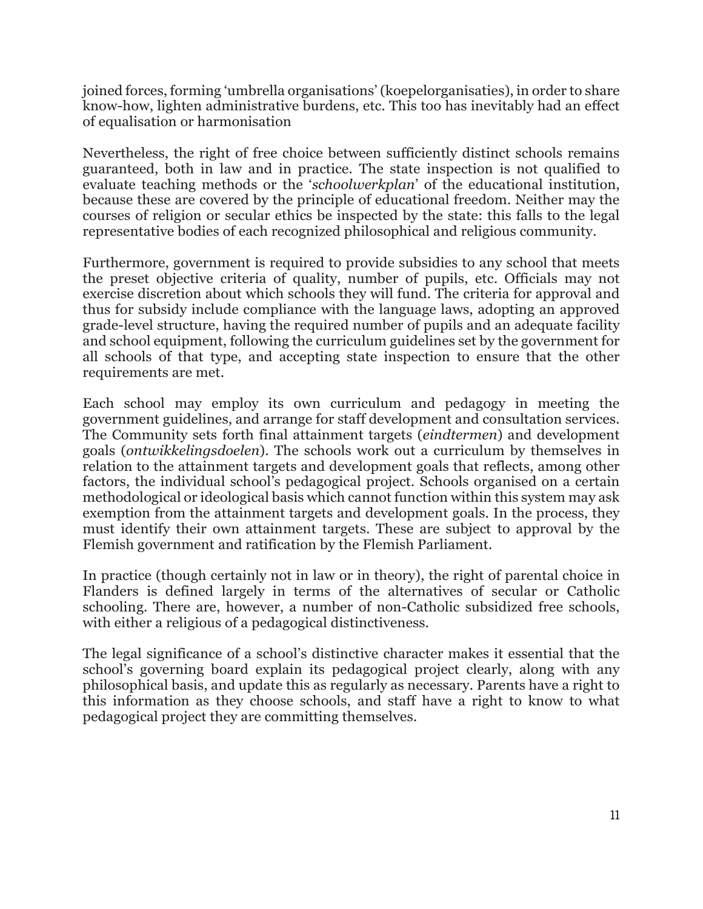joined forces, forming 'umbrella organisations' (koepelorganisaties), in order to share know-how, lighten administrative burdens, etc. This too has inevitably had an effect of equalisation or harmonisation

Nevertheless, the right of free choice between sufficiently distinct schools remains guaranteed, both in law and in practice. The state inspection is not qualified to evaluate teaching methods or the '*schoolwerkplan*' of the educational institution, because these are covered by the principle of educational freedom. Neither may the courses of religion or secular ethics be inspected by the state: this falls to the legal representative bodies of each recognized philosophical and religious community.

Furthermore, government is required to provide subsidies to any school that meets the preset objective criteria of quality, number of pupils, etc. Officials may not exercise discretion about which schools they will fund. The criteria for approval and thus for subsidy include compliance with the language laws, adopting an approved grade-level structure, having the required number of pupils and an adequate facility and school equipment, following the curriculum guidelines set by the government for all schools of that type, and accepting state inspection to ensure that the other requirements are met.

Each school may employ its own curriculum and pedagogy in meeting the government guidelines, and arrange for staff development and consultation services. The Community sets forth final attainment targets (*eindtermen*) and development goals (*ontwikkelingsdoelen*). The schools work out a curriculum by themselves in relation to the attainment targets and development goals that reflects, among other factors, the individual school's pedagogical project. Schools organised on a certain methodological or ideological basis which cannot function within this system may ask exemption from the attainment targets and development goals. In the process, they must identify their own attainment targets. These are subject to approval by the Flemish government and ratification by the Flemish Parliament.

In practice (though certainly not in law or in theory), the right of parental choice in Flanders is defined largely in terms of the alternatives of secular or Catholic schooling. There are, however, a number of non-Catholic subsidized free schools, with either a religious of a pedagogical distinctiveness.

The legal significance of a school's distinctive character makes it essential that the school's governing board explain its pedagogical project clearly, along with any philosophical basis, and update this as regularly as necessary. Parents have a right to this information as they choose schools, and staff have a right to know to what pedagogical project they are committing themselves.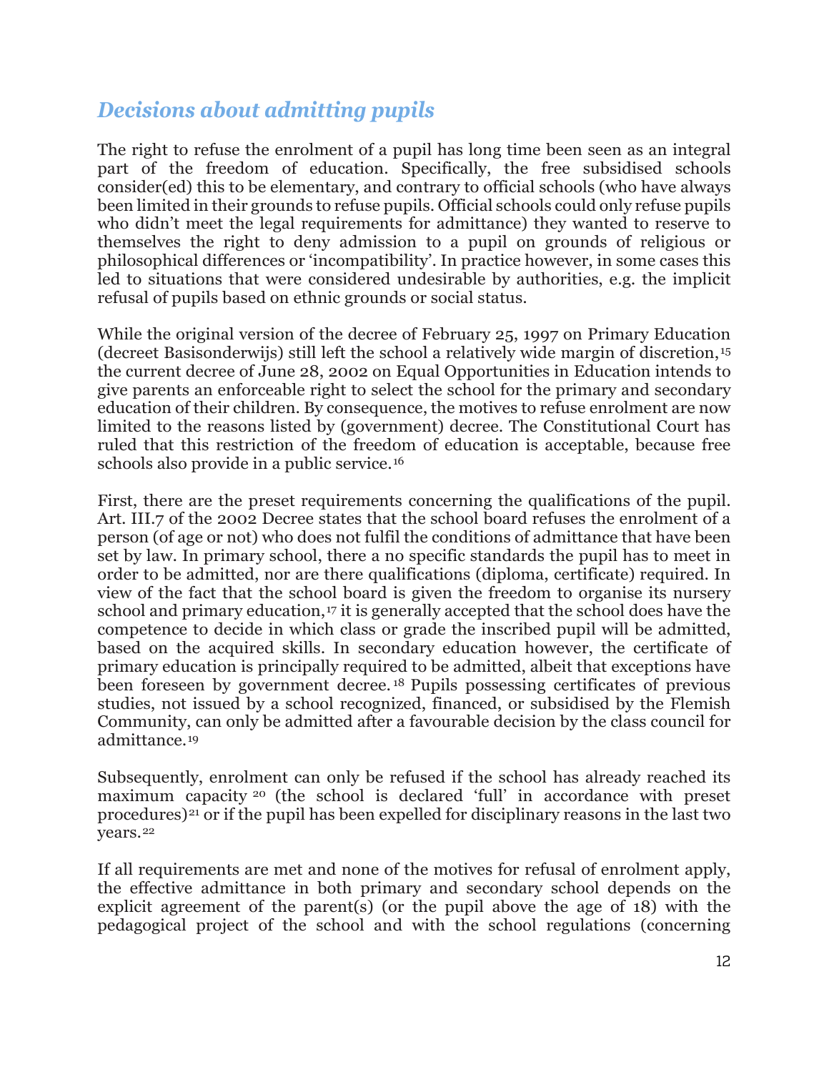## *Decisions about admitting pupils*

The right to refuse the enrolment of a pupil has long time been seen as an integral part of the freedom of education. Specifically, the free subsidised schools consider(ed) this to be elementary, and contrary to official schools (who have always been limited in their grounds to refuse pupils. Official schools could only refuse pupils who didn't meet the legal requirements for admittance) they wanted to reserve to themselves the right to deny admission to a pupil on grounds of religious or philosophical differences or 'incompatibility'. In practice however, in some cases this led to situations that were considered undesirable by authorities, e.g. the implicit refusal of pupils based on ethnic grounds or social status.

While the original version of the decree of February 25, 1997 on Primary Education (decreet Basisonderwijs) still left the school a relatively wide margin of discretion,[15] the current decree of June 28, 2002 on Equal Opportunities in Education intends to give parents an enforceable right to select the school for the primary and secondary education of their children. By consequence, the motives to refuse enrolment are now limited to the reasons listed by (government) decree. The Constitutional Court has ruled that this restriction of the freedom of education is acceptable, because free schools also provide in a public service.[16]

First, there are the preset requirements concerning the qualifications of the pupil. Art. III.7 of the 2002 Decree states that the school board refuses the enrolment of a person (of age or not) who does not fulfil the conditions of admittance that have been set by law. In primary school, there a no specific standards the pupil has to meet in order to be admitted, nor are there qualifications (diploma, certificate) required. In view of the fact that the school board is given the freedom to organise its nursery school and primary education,[17] it is generally accepted that the school does have the competence to decide in which class or grade the inscribed pupil will be admitted, based on the acquired skills. In secondary education however, the certificate of primary education is principally required to be admitted, albeit that exceptions have been foreseen by government decree.[18] Pupils possessing certificates of previous studies, not issued by a school recognized, financed, or subsidised by the Flemish Community, can only be admitted after a favourable decision by the class council for admittance.[19]

Subsequently, enrolment can only be refused if the school has already reached its maximum capacity[20] (the school is declared 'full' in accordance with preset procedures)[21] or if the pupil has been expelled for disciplinary reasons in the last two years.[22]

If all requirements are met and none of the motives for refusal of enrolment apply, the effective admittance in both primary and secondary school depends on the explicit agreement of the parent(s) (or the pupil above the age of 18) with the pedagogical project of the school and with the school regulations (concerning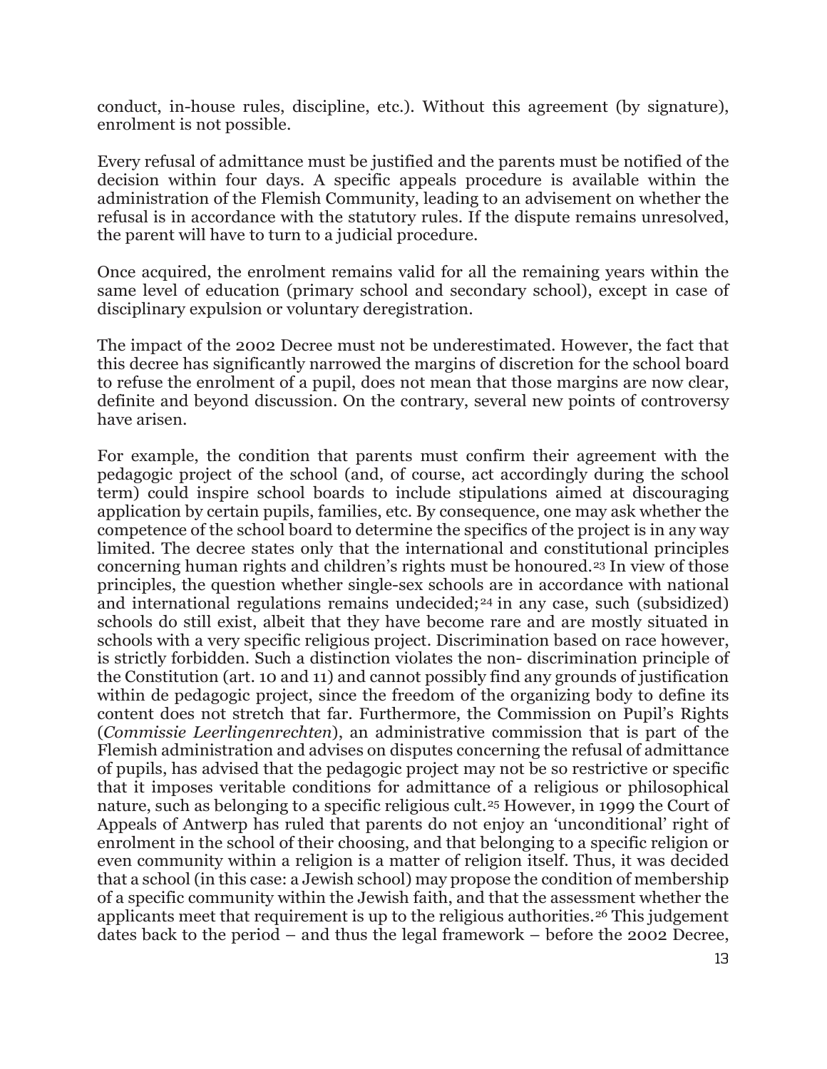conduct, in-house rules, discipline, etc.). Without this agreement (by signature), enrolment is not possible.

Every refusal of admittance must be justified and the parents must be notified of the decision within four days. A specific appeals procedure is available within the administration of the Flemish Community, leading to an advisement on whether the refusal is in accordance with the statutory rules. If the dispute remains unresolved, the parent will have to turn to a judicial procedure.

Once acquired, the enrolment remains valid for all the remaining years within the same level of education (primary school and secondary school), except in case of disciplinary expulsion or voluntary deregistration.

The impact of the 2002 Decree must not be underestimated. However, the fact that this decree has significantly narrowed the margins of discretion for the school board to refuse the enrolment of a pupil, does not mean that those margins are now clear, definite and beyond discussion. On the contrary, several new points of controversy have arisen.

For example, the condition that parents must confirm their agreement with the pedagogic project of the school (and, of course, act accordingly during the school term) could inspire school boards to include stipulations aimed at discouraging application by certain pupils, families, etc. By consequence, one may ask whether the competence of the school board to determine the specifics of the project is in any way limited. The decree states only that the international and constitutional principles concerning human rights and children's rights must be honoured.[23] In view of those principles, the question whether single-sex schools are in accordance with national and international regulations remains undecided;[24] in any case, such (subsidized) schools do still exist, albeit that they have become rare and are mostly situated in schools with a very specific religious project. Discrimination based on race however, is strictly forbidden. Such a distinction violates the non- discrimination principle of the Constitution (art. 10 and 11) and cannot possibly find any grounds of justification within de pedagogic project, since the freedom of the organizing body to define its content does not stretch that far. Furthermore, the Commission on Pupil's Rights (*Commissie Leerlingenrechten*), an administrative commission that is part of the Flemish administration and advises on disputes concerning the refusal of admittance of pupils, has advised that the pedagogic project may not be so restrictive or specific that it imposes veritable conditions for admittance of a religious or philosophical nature, such as belonging to a specific religious cult.[25] However, in 1999 the Court of Appeals of Antwerp has ruled that parents do not enjoy an 'unconditional' right of enrolment in the school of their choosing, and that belonging to a specific religion or even community within a religion is a matter of religion itself. Thus, it was decided that a school (in this case: a Jewish school) may propose the condition of membership of a specific community within the Jewish faith, and that the assessment whether the applicants meet that requirement is up to the religious authorities.[26] This judgement dates back to the period – and thus the legal framework – before the 2002 Decree,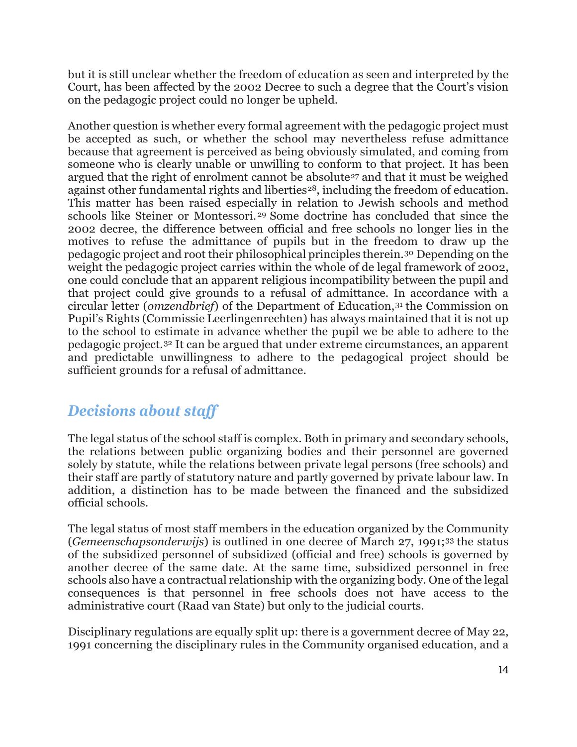but it is still unclear whether the freedom of education as seen and interpreted by the Court, has been affected by the 2002 Decree to such a degree that the Court's vision on the pedagogic project could no longer be upheld.

Another question is whether every formal agreement with the pedagogic project must be accepted as such, or whether the school may nevertheless refuse admittance because that agreement is perceived as being obviously simulated, and coming from someone who is clearly unable or unwilling to conform to that project. It has been argued that the right of enrolment cannot be absolute[27] and that it must be weighed against other fundamental rights and liberties[28], including the freedom of education. This matter has been raised especially in relation to Jewish schools and method schools like Steiner or Montessori.[29] Some doctrine has concluded that since the 2002 decree, the difference between official and free schools no longer lies in the motives to refuse the admittance of pupils but in the freedom to draw up the pedagogic project and root their philosophical principles therein.[30] Depending on the weight the pedagogic project carries within the whole of de legal framework of 2002, one could conclude that an apparent religious incompatibility between the pupil and that project could give grounds to a refusal of admittance. In accordance with a circular letter (*omzendbrief*) of the Department of Education,[31] the Commission on Pupil's Rights (Commissie Leerlingenrechten) has always maintained that it is not up to the school to estimate in advance whether the pupil we be able to adhere to the pedagogic project.[32] It can be argued that under extreme circumstances, an apparent and predictable unwillingness to adhere to the pedagogical project should be sufficient grounds for a refusal of admittance.

## *Decisions about staff*

The legal status of the school staff is complex. Both in primary and secondary schools, the relations between public organizing bodies and their personnel are governed solely by statute, while the relations between private legal persons (free schools) and their staff are partly of statutory nature and partly governed by private labour law. In addition, a distinction has to be made between the financed and the subsidized official schools.

The legal status of most staff members in the education organized by the Community (*Gemeenschapsonderwijs*) is outlined in one decree of March 27, 1991;[33] the status of the subsidized personnel of subsidized (official and free) schools is governed by another decree of the same date. At the same time, subsidized personnel in free schools also have a contractual relationship with the organizing body. One of the legal consequences is that personnel in free schools does not have access to the administrative court (Raad van State) but only to the judicial courts.

Disciplinary regulations are equally split up: there is a government decree of May 22, 1991 concerning the disciplinary rules in the Community organised education, and a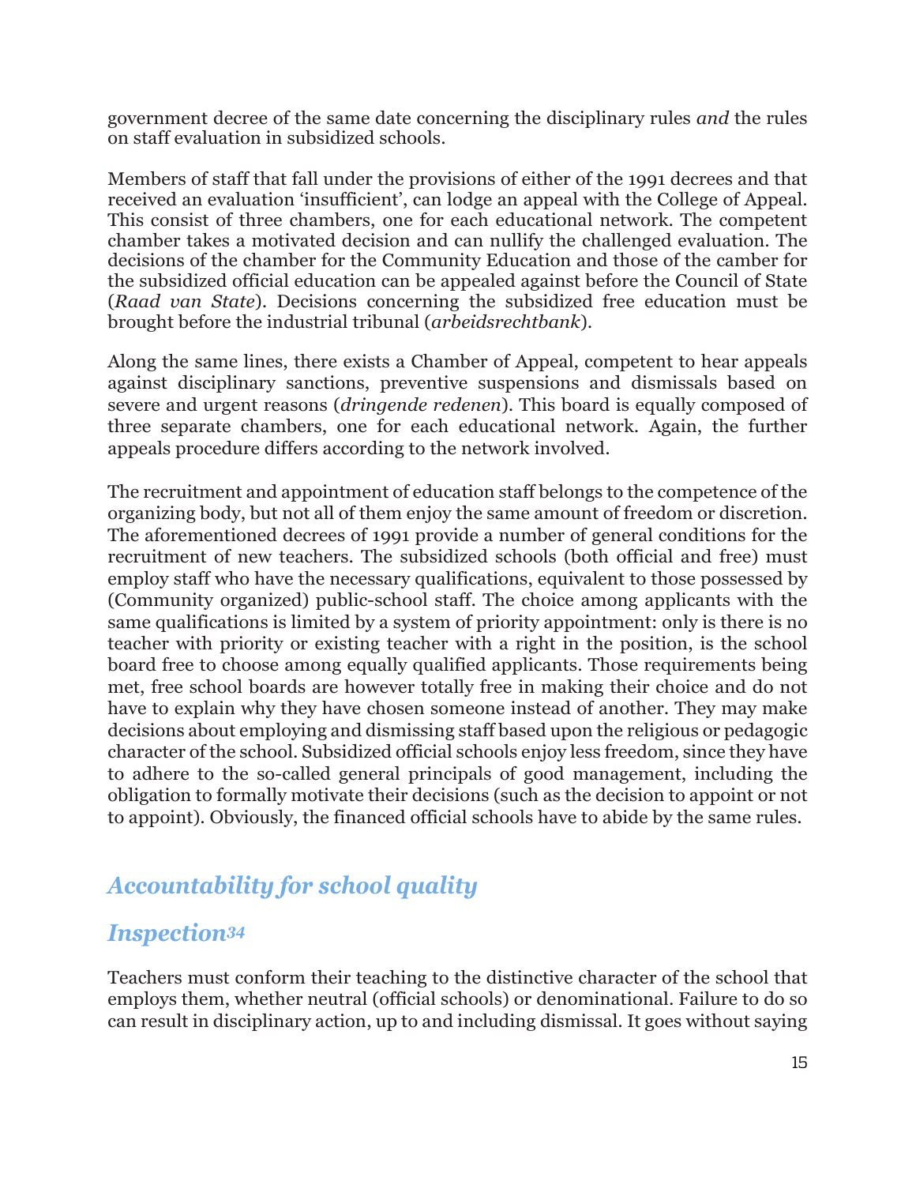government decree of the same date concerning the disciplinary rules *and* the rules on staff evaluation in subsidized schools.

Members of staff that fall under the provisions of either of the 1991 decrees and that received an evaluation 'insufficient', can lodge an appeal with the College of Appeal. This consist of three chambers, one for each educational network. The competent chamber takes a motivated decision and can nullify the challenged evaluation. The decisions of the chamber for the Community Education and those of the camber for the subsidized official education can be appealed against before the Council of State (*Raad van State*). Decisions concerning the subsidized free education must be brought before the industrial tribunal (*arbeidsrechtbank*).

Along the same lines, there exists a Chamber of Appeal, competent to hear appeals against disciplinary sanctions, preventive suspensions and dismissals based on severe and urgent reasons (*dringende redenen*). This board is equally composed of three separate chambers, one for each educational network. Again, the further appeals procedure differs according to the network involved.

The recruitment and appointment of education staff belongs to the competence of the organizing body, but not all of them enjoy the same amount of freedom or discretion. The aforementioned decrees of 1991 provide a number of general conditions for the recruitment of new teachers. The subsidized schools (both official and free) must employ staff who have the necessary qualifications, equivalent to those possessed by (Community organized) public-school staff. The choice among applicants with the same qualifications is limited by a system of priority appointment: only is there is no teacher with priority or existing teacher with a right in the position, is the school board free to choose among equally qualified applicants. Those requirements being met, free school boards are however totally free in making their choice and do not have to explain why they have chosen someone instead of another. They may make decisions about employing and dismissing staff based upon the religious or pedagogic character of the school. Subsidized official schools enjoy less freedom, since they have to adhere to the so-called general principals of good management, including the obligation to formally motivate their decisions (such as the decision to appoint or not to appoint). Obviously, the financed official schools have to abide by the same rules.

## *Accountability for school quality*

## *Inspection*[34]

Teachers must conform their teaching to the distinctive character of the school that employs them, whether neutral (official schools) or denominational. Failure to do so can result in disciplinary action, up to and including dismissal. It goes without saying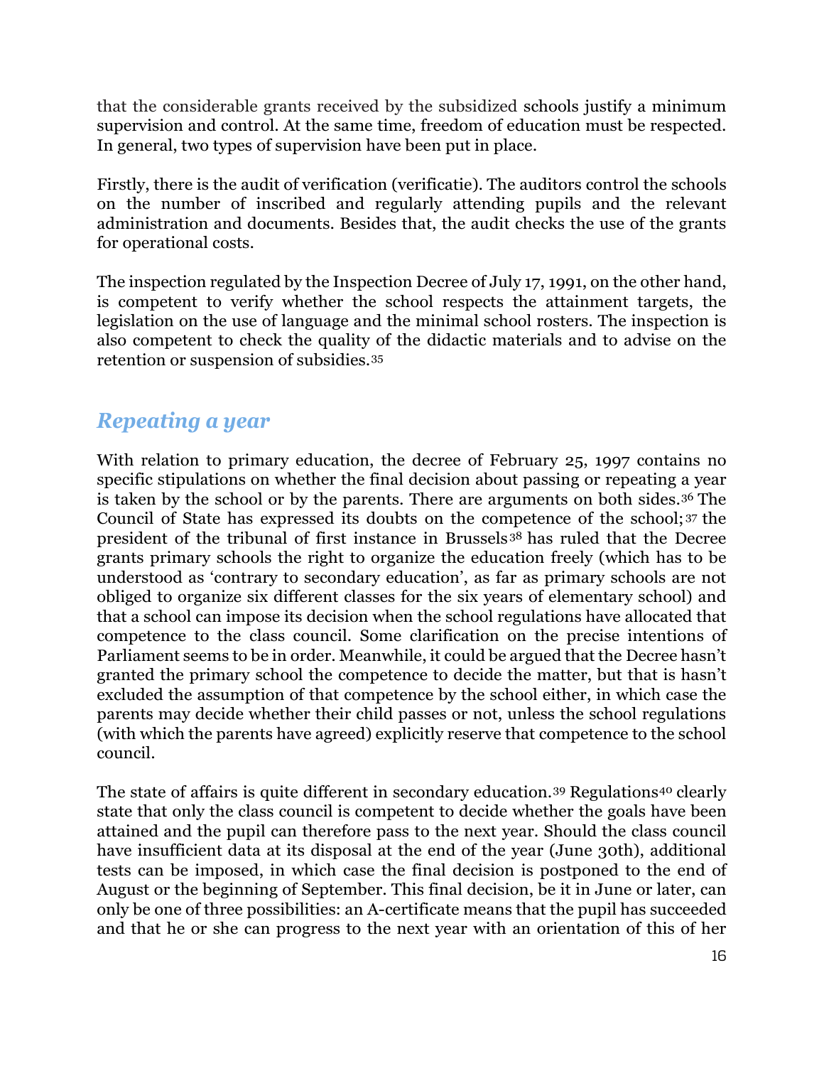that the considerable grants received by the subsidized schools justify a minimum supervision and control. At the same time, freedom of education must be respected. In general, two types of supervision have been put in place.

Firstly, there is the audit of verification (verificatie). The auditors control the schools on the number of inscribed and regularly attending pupils and the relevant administration and documents. Besides that, the audit checks the use of the grants for operational costs.

The inspection regulated by the Inspection Decree of July 17, 1991, on the other hand, is competent to verify whether the school respects the attainment targets, the legislation on the use of language and the minimal school rosters. The inspection is also competent to check the quality of the didactic materials and to advise on the retention or suspension of subsidies.[35]

## *Repeating a year*

With relation to primary education, the decree of February 25, 1997 contains no specific stipulations on whether the final decision about passing or repeating a year is taken by the school or by the parents. There are arguments on both sides.[36] The Council of State has expressed its doubts on the competence of the school;[37] the president of the tribunal of first instance in Brussels[38] has ruled that the Decree grants primary schools the right to organize the education freely (which has to be understood as 'contrary to secondary education', as far as primary schools are not obliged to organize six different classes for the six years of elementary school) and that a school can impose its decision when the school regulations have allocated that competence to the class council. Some clarification on the precise intentions of Parliament seems to be in order. Meanwhile, it could be argued that the Decree hasn't granted the primary school the competence to decide the matter, but that is hasn't excluded the assumption of that competence by the school either, in which case the parents may decide whether their child passes or not, unless the school regulations (with which the parents have agreed) explicitly reserve that competence to the school council.

The state of affairs is quite different in secondary education.[39] Regulations[40] clearly state that only the class council is competent to decide whether the goals have been attained and the pupil can therefore pass to the next year. Should the class council have insufficient data at its disposal at the end of the year (June 30th), additional tests can be imposed, in which case the final decision is postponed to the end of August or the beginning of September. This final decision, be it in June or later, can only be one of three possibilities: an A-certificate means that the pupil has succeeded and that he or she can progress to the next year with an orientation of this of her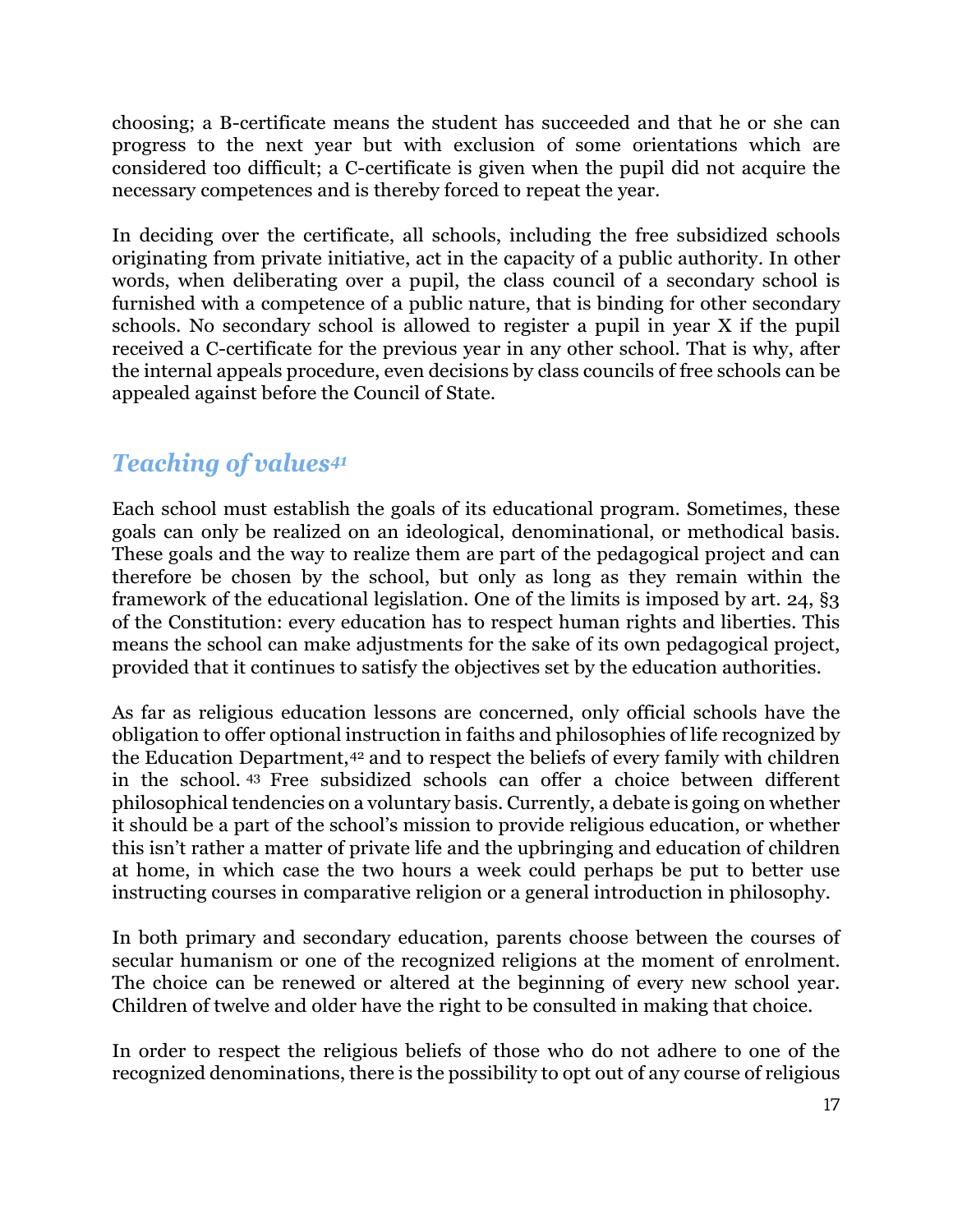choosing; a B-certificate means the student has succeeded and that he or she can progress to the next year but with exclusion of some orientations which are considered too difficult; a C-certificate is given when the pupil did not acquire the necessary competences and is thereby forced to repeat the year.

In deciding over the certificate, all schools, including the free subsidized schools originating from private initiative, act in the capacity of a public authority. In other words, when deliberating over a pupil, the class council of a secondary school is furnished with a competence of a public nature, that is binding for other secondary schools. No secondary school is allowed to register a pupil in year X if the pupil received a C-certificate for the previous year in any other school. That is why, after the internal appeals procedure, even decisions by class councils of free schools can be appealed against before the Council of State.

## *Teaching of values*[41]

Each school must establish the goals of its educational program. Sometimes, these goals can only be realized on an ideological, denominational, or methodical basis. These goals and the way to realize them are part of the pedagogical project and can therefore be chosen by the school, but only as long as they remain within the framework of the educational legislation. One of the limits is imposed by art. 24, §3 of the Constitution: every education has to respect human rights and liberties. This means the school can make adjustments for the sake of its own pedagogical project, provided that it continues to satisfy the objectives set by the education authorities.

As far as religious education lessons are concerned, only official schools have the obligation to offer optional instruction in faiths and philosophies of life recognized by the Education Department,[42] and to respect the beliefs of every family with children in the school.[43] Free subsidized schools can offer a choice between different philosophical tendencies on a voluntary basis. Currently, a debate is going on whether it should be a part of the school's mission to provide religious education, or whether this isn't rather a matter of private life and the upbringing and education of children at home, in which case the two hours a week could perhaps be put to better use instructing courses in comparative religion or a general introduction in philosophy.

In both primary and secondary education, parents choose between the courses of secular humanism or one of the recognized religions at the moment of enrolment. The choice can be renewed or altered at the beginning of every new school year. Children of twelve and older have the right to be consulted in making that choice.

In order to respect the religious beliefs of those who do not adhere to one of the recognized denominations, there is the possibility to opt out of any course of religious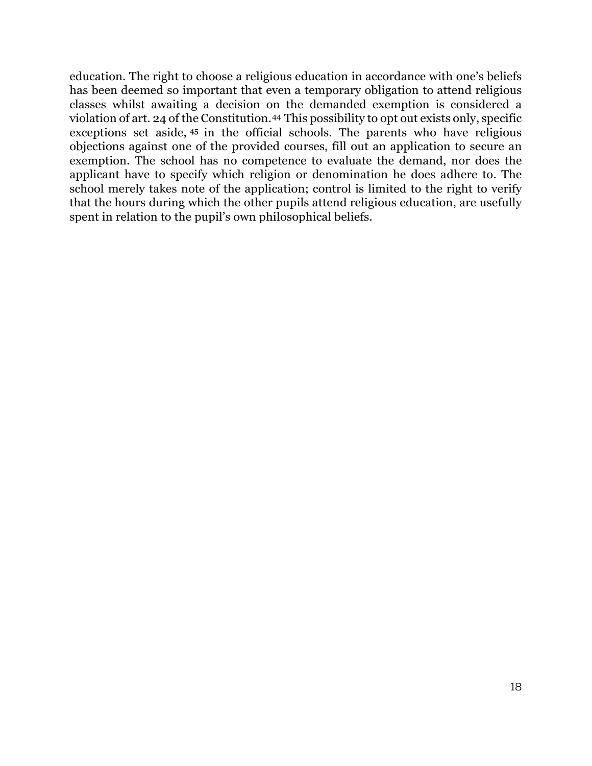education. The right to choose a religious education in accordance with one's beliefs has been deemed so important that even a temporary obligation to attend religious classes whilst awaiting a decision on the demanded exemption is considered a violation of art. 24 of the Constitution.[44] This possibility to opt out exists only, specific exceptions set aside,[45] in the official schools. The parents who have religious objections against one of the provided courses, fill out an application to secure an exemption. The school has no competence to evaluate the demand, nor does the applicant have to specify which religion or denomination he does adhere to. The school merely takes note of the application; control is limited to the right to verify that the hours during which the other pupils attend religious education, are usefully spent in relation to the pupil's own philosophical beliefs.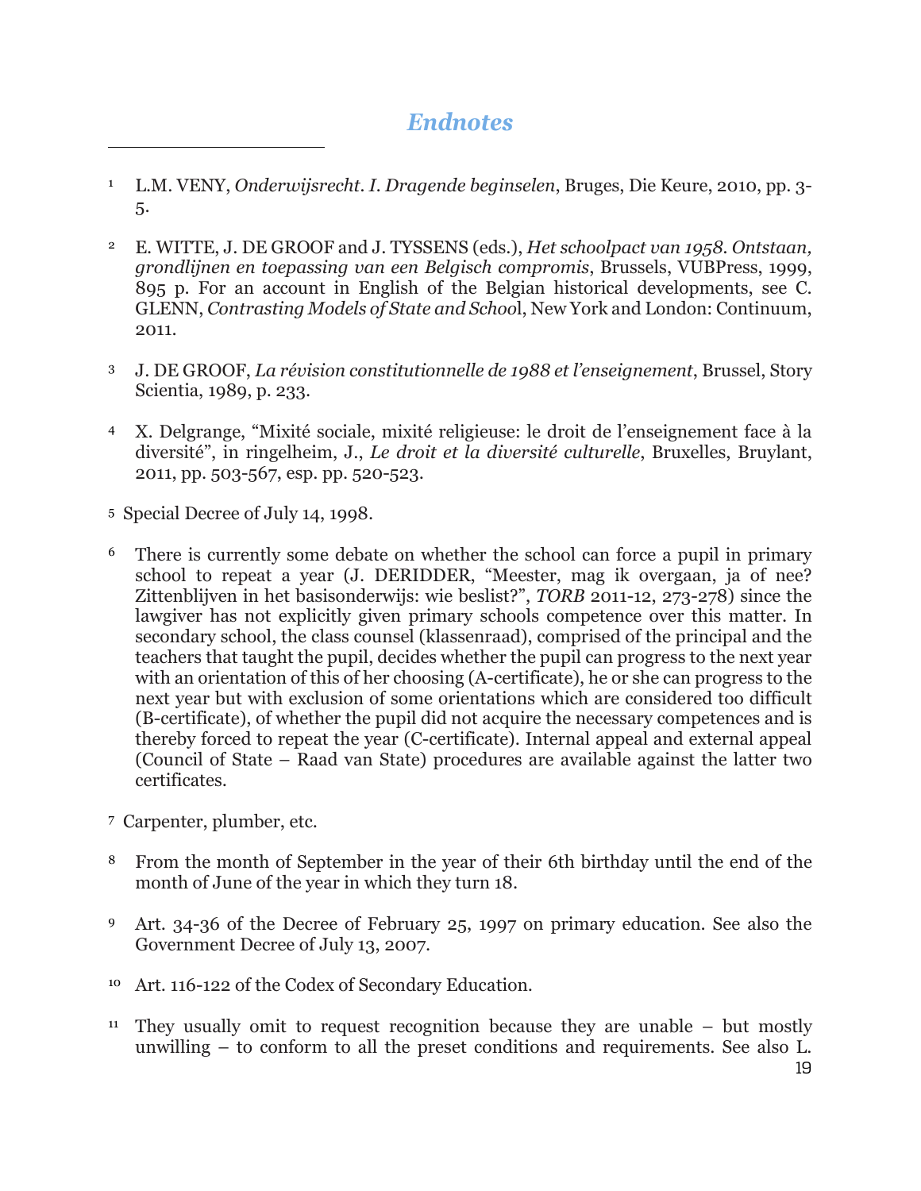## *Endnotes*

[1] L.M. VENY, *Onderwijsrecht. I. Dragende beginselen*, Bruges, Die Keure, 2010, pp. 3-5.

[2] E. WITTE, J. DE GROOF and J. TYSSENS (eds.), *Het schoolpact van 1958. Ontstaan, grondlijnen en toepassing van een Belgisch compromis*, Brussels, VUBPress, 1999, 895 p. For an account in English of the Belgian historical developments, see C. GLENN, *Contrasting Models of State and Schoo*l, New York and London: Continuum, 2011.

[3] J. DE GROOF, *La révision constitutionnelle de 1988 et l'enseignement*, Brussel, Story Scientia, 1989, p. 233.

[4] X. Delgrange, "Mixité sociale, mixité religieuse: le droit de l'enseignement face à la diversité", in ringelheim, J., *Le droit et la diversité culturelle*, Bruxelles, Bruylant, 2011, pp. 503-567, esp. pp. 520-523.

[5] Special Decree of July 14, 1998.

[6] There is currently some debate on whether the school can force a pupil in primary school to repeat a year (J. DERIDDER, "Meester, mag ik overgaan, ja of nee? Zittenblijven in het basisonderwijs: wie beslist?", *TORB* 2011-12, 273-278) since the lawgiver has not explicitly given primary schools competence over this matter. In secondary school, the class counsel (klassenraad), comprised of the principal and the teachers that taught the pupil, decides whether the pupil can progress to the next year with an orientation of this of her choosing (A-certificate), he or she can progress to the next year but with exclusion of some orientations which are considered too difficult (B-certificate), of whether the pupil did not acquire the necessary competences and is thereby forced to repeat the year (C-certificate). Internal appeal and external appeal (Council of State – Raad van State) procedures are available against the latter two certificates.

[7] Carpenter, plumber, etc.

[8] From the month of September in the year of their 6th birthday until the end of the month of June of the year in which they turn 18.

[9] Art. 34-36 of the Decree of February 25, 1997 on primary education. See also the Government Decree of July 13, 2007.

[10] Art. 116-122 of the Codex of Secondary Education.

[11] They usually omit to request recognition because they are unable – but mostly unwilling – to conform to all the preset conditions and requirements. See also L.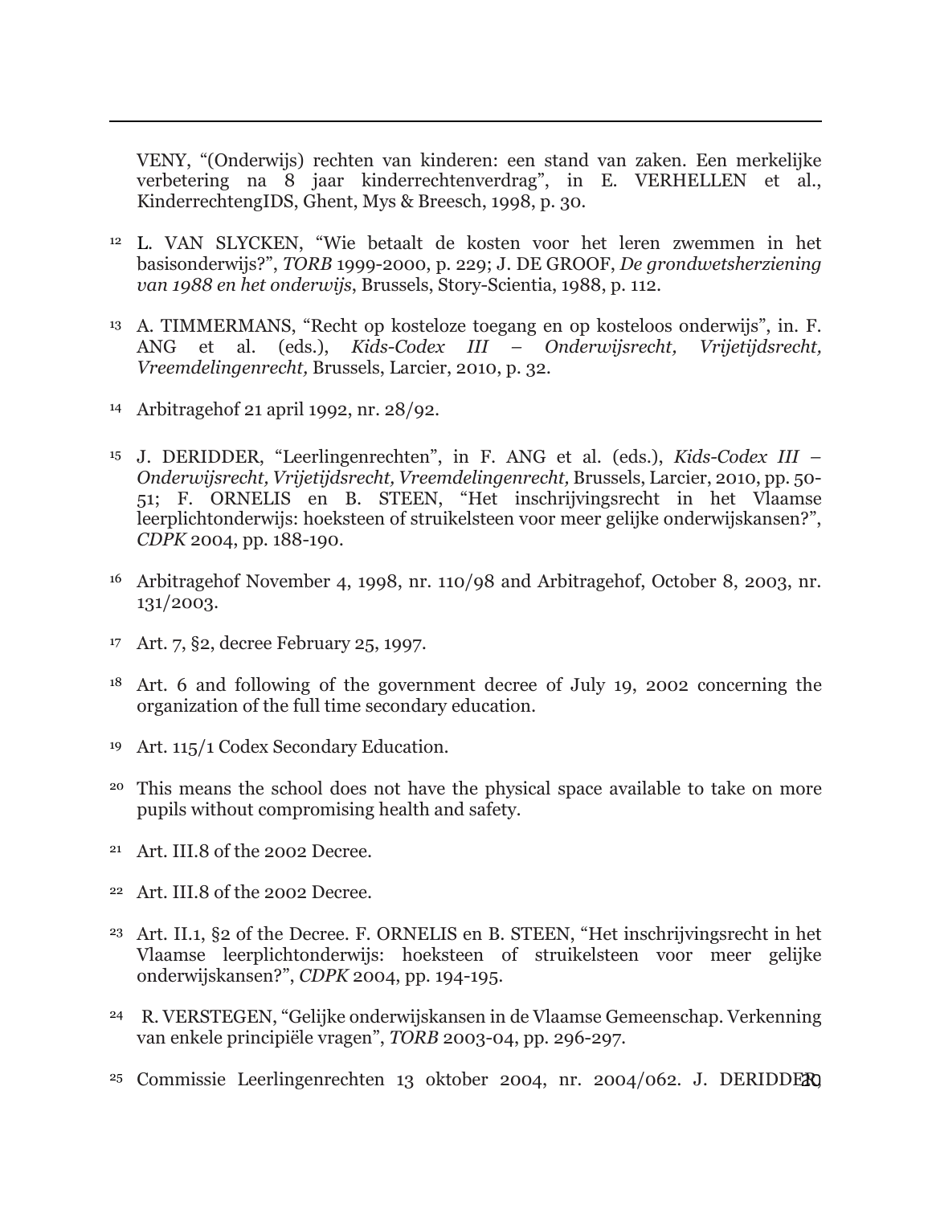VENY, "(Onderwijs) rechten van kinderen: een stand van zaken. Een merkelijke verbetering na 8 jaar kinderrechtenverdrag", in E. VERHELLEN et al., KinderrechtengIDS, Ghent, Mys & Breesch, 1998, p. 30.

[12] L. VAN SLYCKEN, "Wie betaalt de kosten voor het leren zwemmen in het basisonderwijs?", *TORB* 1999-2000, p. 229; J. DE GROOF, *De grondwetsherziening van 1988 en het onderwijs*, Brussels, Story-Scientia, 1988, p. 112.

[13] A. TIMMERMANS, "Recht op kosteloze toegang en op kosteloos onderwijs", in. F. ANG et al. (eds.), *Kids-Codex III – Onderwijsrecht, Vrijetijdsrecht, Vreemdelingenrecht,* Brussels, Larcier, 2010, p. 32.

[14] Arbitragehof 21 april 1992, nr. 28/92.

[15] J. DERIDDER, "Leerlingenrechten", in F. ANG et al. (eds.), *Kids-Codex III – Onderwijsrecht, Vrijetijdsrecht, Vreemdelingenrecht,* Brussels, Larcier, 2010, pp. 50-51; F. ORNELIS en B. STEEN, "Het inschrijvingsrecht in het Vlaamse leerplichtonderwijs: hoeksteen of struikelsteen voor meer gelijke onderwijskansen?", *CDPK* 2004, pp. 188-190.

[16] Arbitragehof November 4, 1998, nr. 110/98 and Arbitragehof, October 8, 2003, nr. 131/2003.

[17] Art. 7, §2, decree February 25, 1997.

[18] Art. 6 and following of the government decree of July 19, 2002 concerning the organization of the full time secondary education.

[19] Art. 115/1 Codex Secondary Education.

[20] This means the school does not have the physical space available to take on more pupils without compromising health and safety.

[21] Art. III.8 of the 2002 Decree.

[22] Art. III.8 of the 2002 Decree.

[23] Art. II.1, §2 of the Decree. F. ORNELIS en B. STEEN, "Het inschrijvingsrecht in het Vlaamse leerplichtonderwijs: hoeksteen of struikelsteen voor meer gelijke onderwijskansen?", *CDPK* 2004, pp. 194-195.

[24] R. VERSTEGEN, "Gelijke onderwijskansen in de Vlaamse Gemeenschap. Verkenning van enkele principiële vragen", *TORB* 2003-04, pp. 296-297.

[25] Commissie Leerlingenrechten 13 oktober 2004, nr. 2004/062. J. DERIDDER,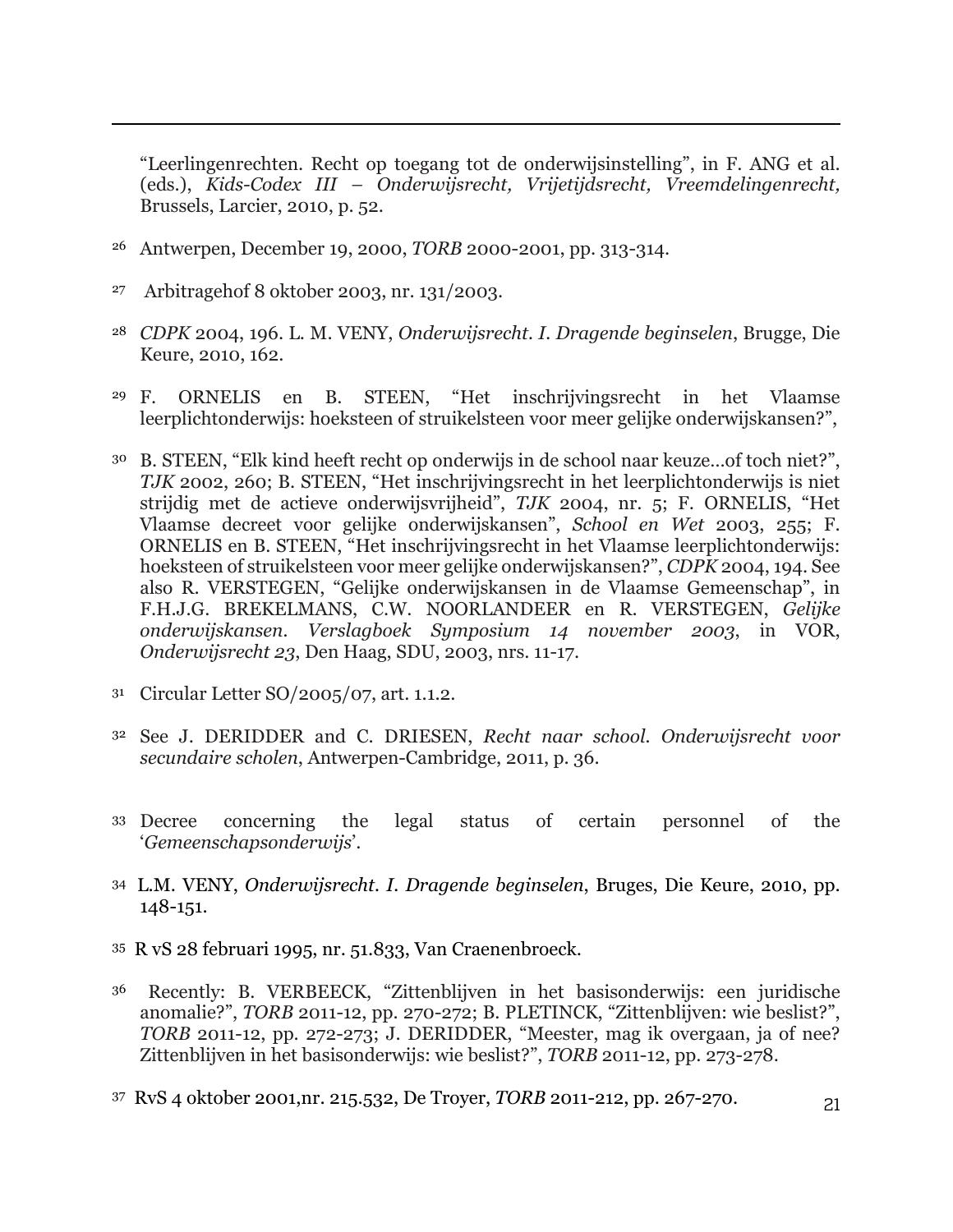"Leerlingenrechten. Recht op toegang tot de onderwijsinstelling", in F. ANG et al. (eds.), *Kids-Codex III – Onderwijsrecht, Vrijetijdsrecht, Vreemdelingenrecht,* Brussels, Larcier, 2010, p. 52.

[26] Antwerpen, December 19, 2000, *TORB* 2000-2001, pp. 313-314.

[27] Arbitragehof 8 oktober 2003, nr. 131/2003.

[28] *CDPK* 2004, 196. L. M. VENY, *Onderwijsrecht. I. Dragende beginselen*, Brugge, Die Keure, 2010, 162.

[29] F. ORNELIS en B. STEEN, "Het inschrijvingsrecht in het Vlaamse leerplichtonderwijs: hoeksteen of struikelsteen voor meer gelijke onderwijskansen?",

[30] B. STEEN, "Elk kind heeft recht op onderwijs in de school naar keuze…of toch niet?", *TJK* 2002, 260; B. STEEN, "Het inschrijvingsrecht in het leerplichtonderwijs is niet strijdig met de actieve onderwijsvrijheid", *TJK* 2004, nr. 5; F. ORNELIS, "Het Vlaamse decreet voor gelijke onderwijskansen", *School en Wet* 2003, 255; F. ORNELIS en B. STEEN, "Het inschrijvingsrecht in het Vlaamse leerplichtonderwijs: hoeksteen of struikelsteen voor meer gelijke onderwijskansen?", *CDPK* 2004, 194. See also R. VERSTEGEN, "Gelijke onderwijskansen in de Vlaamse Gemeenschap", in F.H.J.G. BREKELMANS, C.W. NOORLANDEER en R. VERSTEGEN, *Gelijke onderwijskansen. Verslagboek Symposium 14 november 2003*, in VOR, *Onderwijsrecht 23*, Den Haag, SDU, 2003, nrs. 11-17.

[31] Circular Letter SO/2005/07, art. 1.1.2.

[32] See J. DERIDDER and C. DRIESEN, *Recht naar school. Onderwijsrecht voor secundaire scholen*, Antwerpen-Cambridge, 2011, p. 36.

[33] Decree concerning the legal status of certain personnel of the '*Gemeenschapsonderwijs*'.

[34] L.M. VENY, *Onderwijsrecht. I. Dragende beginselen*, Bruges, Die Keure, 2010, pp. 148-151.

[35] R vS 28 februari 1995, nr. 51.833, Van Craenenbroeck.

[36] Recently: B. VERBEECK, "Zittenblijven in het basisonderwijs: een juridische anomalie?", *TORB* 2011-12, pp. 270-272; B. PLETINCK, "Zittenblijven: wie beslist?", *TORB* 2011-12, pp. 272-273; J. DERIDDER, "Meester, mag ik overgaan, ja of nee? Zittenblijven in het basisonderwijs: wie beslist?", *TORB* 2011-12, pp. 273-278.

[37] RvS 4 oktober 2001,nr. 215.532, De Troyer, *TORB* 2011-212, pp. 267-270.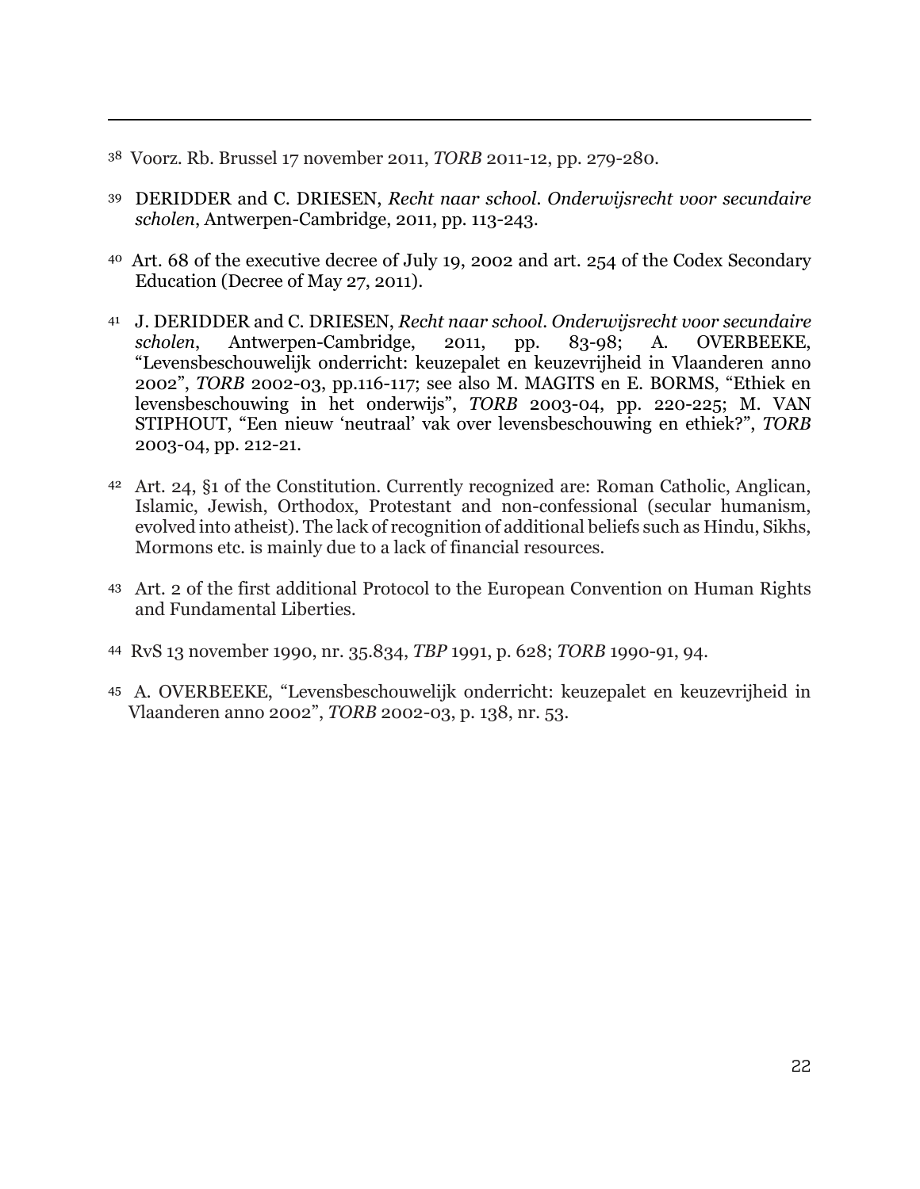[38] Voorz. Rb. Brussel 17 november 2011, *TORB* 2011-12, pp. 279-280.

[39] DERIDDER and C. DRIESEN, *Recht naar school. Onderwijsrecht voor secundaire scholen*, Antwerpen-Cambridge, 2011, pp. 113-243.

[40] Art. 68 of the executive decree of July 19, 2002 and art. 254 of the Codex Secondary Education (Decree of May 27, 2011).

[41] J. DERIDDER and C. DRIESEN, *Recht naar school. Onderwijsrecht voor secundaire scholen*, Antwerpen-Cambridge, 2011, pp. 83-98; A. OVERBEEKE, "Levensbeschouwelijk onderricht: keuzepalet en keuzevrijheid in Vlaanderen anno 2002", *TORB* 2002-03, pp.116-117; see also M. MAGITS en E. BORMS, "Ethiek en levensbeschouwing in het onderwijs", *TORB* 2003-04, pp. 220-225; M. VAN STIPHOUT, "Een nieuw 'neutraal' vak over levensbeschouwing en ethiek?", *TORB* 2003-04, pp. 212-21.

[42] Art. 24, §1 of the Constitution. Currently recognized are: Roman Catholic, Anglican, Islamic, Jewish, Orthodox, Protestant and non-confessional (secular humanism, evolved into atheist). The lack of recognition of additional beliefs such as Hindu, Sikhs, Mormons etc. is mainly due to a lack of financial resources.

[43] Art. 2 of the first additional Protocol to the European Convention on Human Rights and Fundamental Liberties.

[44] RvS 13 november 1990, nr. 35.834, *TBP* 1991, p. 628; *TORB* 1990-91, 94.

[45] A. OVERBEEKE, "Levensbeschouwelijk onderricht: keuzepalet en keuzevrijheid in Vlaanderen anno 2002", *TORB* 2002-03, p. 138, nr. 53.